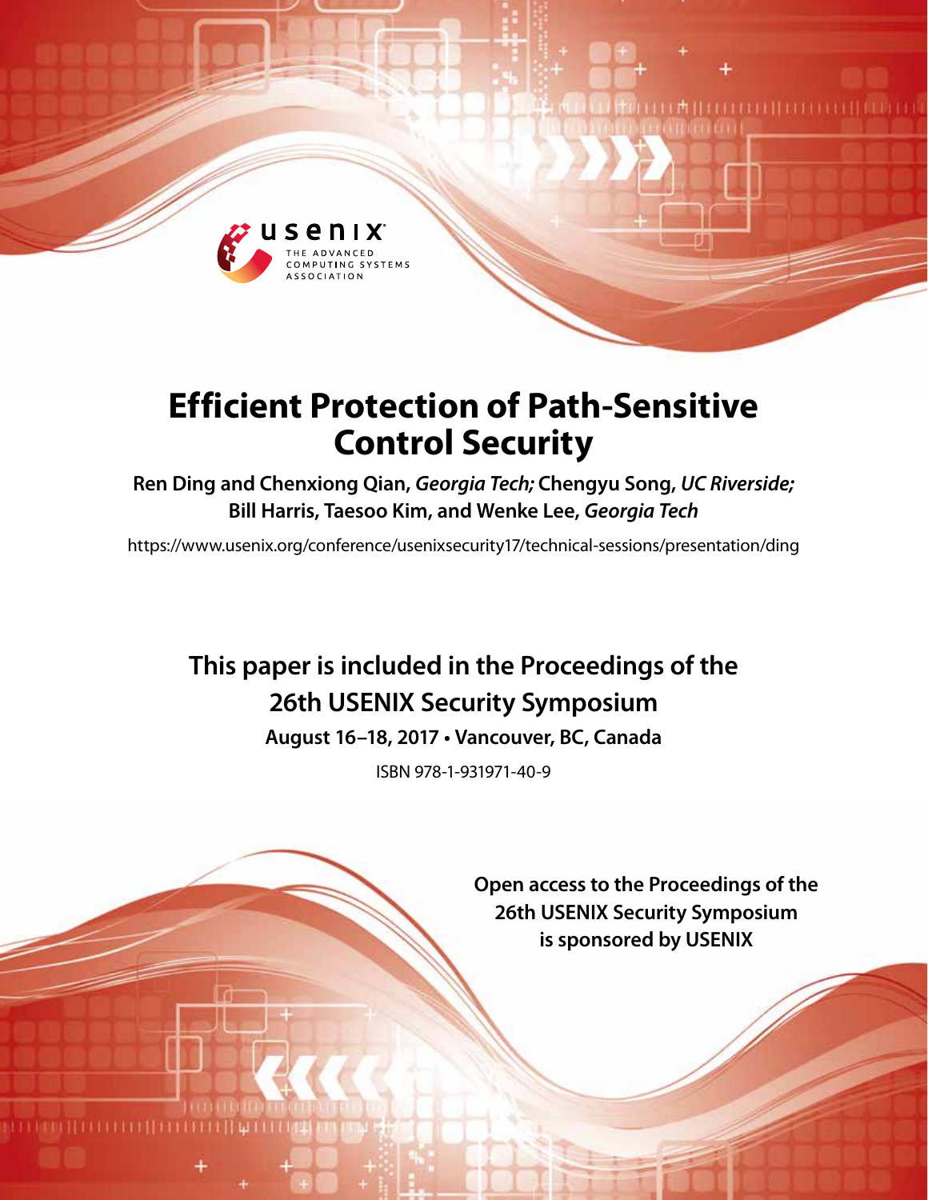# Efficient Protection of Path-Sensitive Control Security

**Ren Ding and Chenxiong Qian,** ***Georgia Tech;*** **Chengyu Song,** ***UC Riverside;*** **Bill Harris, Taesoo Kim, and Wenke Lee,** ***Georgia Tech***

https://www.usenix.org/conference/usenixsecurity17/technical-sessions/presentation/ding

**This paper is included in the Proceedings of the 26th USENIX Security Symposium**

**August 16–18, 2017 • Vancouver, BC, Canada**

ISBN 978-1-931971-40-9

**Open access to the Proceedings of the 26th USENIX Security Symposium is sponsored by USENIX**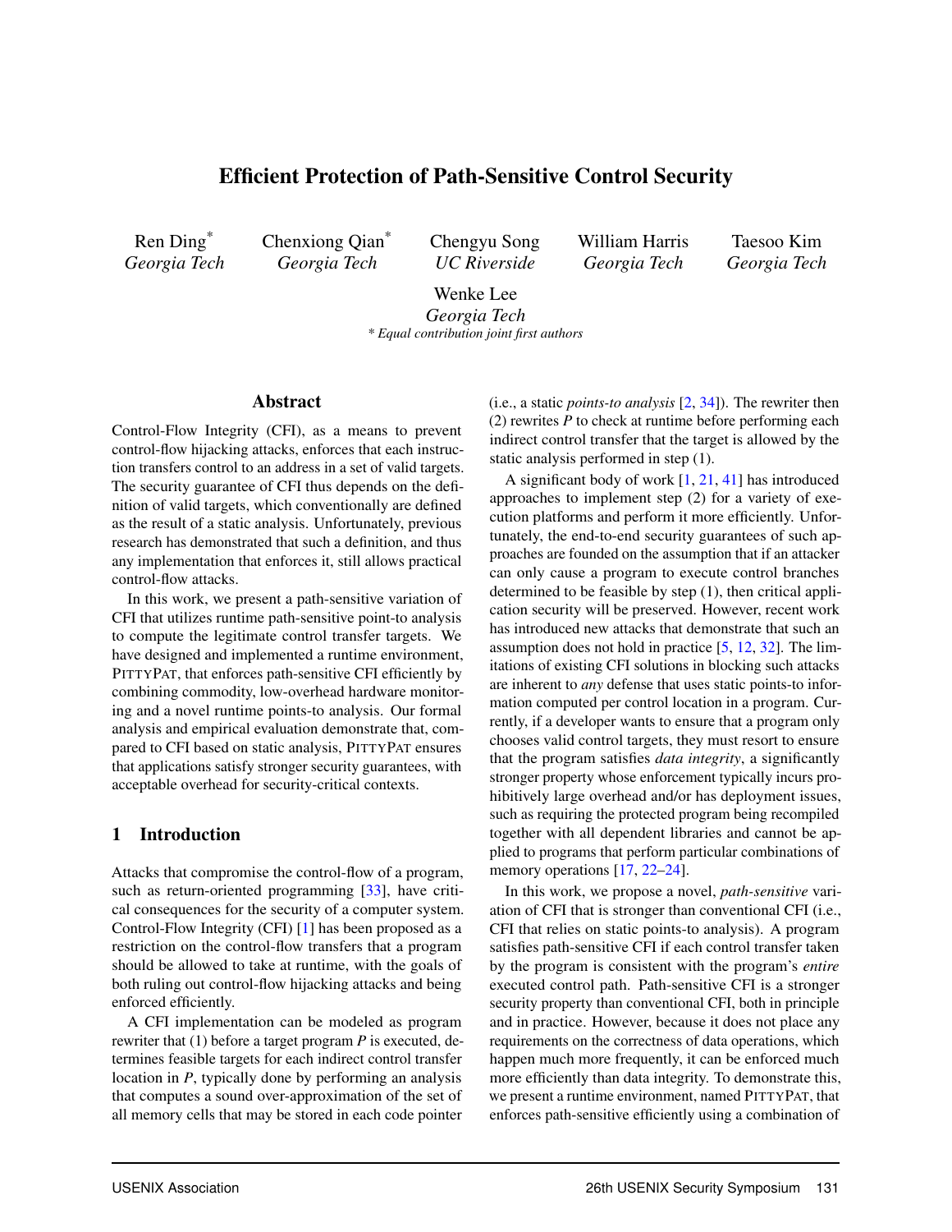# Efficient Protection of Path-Sensitive Control Security

Ren Ding* (Georgia Tech), Chenxiong Qian* (Georgia Tech), Chengyu Song (UC Riverside), William Harris (Georgia Tech), Taesoo Kim (Georgia Tech), Wenke Lee (Georgia Tech)

*\* Equal contribution joint first authors*

## Abstract

Control-Flow Integrity (CFI), as a means to prevent control-flow hijacking attacks, enforces that each instruction transfers control to an address in a set of valid targets. The security guarantee of CFI thus depends on the definition of valid targets, which conventionally are defined as the result of a static analysis. Unfortunately, previous research has demonstrated that such a definition, and thus any implementation that enforces it, still allows practical control-flow attacks.

In this work, we present a path-sensitive variation of CFI that utilizes runtime path-sensitive point-to analysis to compute the legitimate control transfer targets. We have designed and implemented a runtime environment, PittyPat, that enforces path-sensitive CFI efficiently by combining commodity, low-overhead hardware monitoring and a novel runtime points-to analysis. Our formal analysis and empirical evaluation demonstrate that, compared to CFI based on static analysis, PittyPat ensures that applications satisfy stronger security guarantees, with acceptable overhead for security-critical contexts.

## 1 Introduction

Attacks that compromise the control-flow of a program, such as return-oriented programming [33], have critical consequences for the security of a computer system. Control-Flow Integrity (CFI) [1] has been proposed as a restriction on the control-flow transfers that a program should be allowed to take at runtime, with the goals of both ruling out control-flow hijacking attacks and being enforced efficiently.

A CFI implementation can be modeled as program rewriter that (1) before a target program *P* is executed, determines feasible targets for each indirect control transfer location in *P*, typically done by performing an analysis that computes a sound over-approximation of the set of all memory cells that may be stored in each code pointer (i.e., a static *points-to analysis* [2, 34]). The rewriter then (2) rewrites *P* to check at runtime before performing each indirect control transfer that the target is allowed by the static analysis performed in step (1).

A significant body of work [1, 21, 41] has introduced approaches to implement step (2) for a variety of execution platforms and perform it more efficiently. Unfortunately, the end-to-end security guarantees of such approaches are founded on the assumption that if an attacker can only cause a program to execute control branches determined to be feasible by step (1), then critical application security will be preserved. However, recent work has introduced new attacks that demonstrate that such an assumption does not hold in practice [5, 12, 32]. The limitations of existing CFI solutions in blocking such attacks are inherent to *any* defense that uses static points-to information computed per control location in a program. Currently, if a developer wants to ensure that a program only chooses valid control targets, they must resort to ensure that the program satisfies *data integrity*, a significantly stronger property whose enforcement typically incurs prohibitively large overhead and/or has deployment issues, such as requiring the protected program being recompiled together with all dependent libraries and cannot be applied to programs that perform particular combinations of memory operations [17, 22–24].

In this work, we propose a novel, *path-sensitive* variation of CFI that is stronger than conventional CFI (i.e., CFI that relies on static points-to analysis). A program satisfies path-sensitive CFI if each control transfer taken by the program is consistent with the program's *entire* executed control path. Path-sensitive CFI is a stronger security property than conventional CFI, both in principle and in practice. However, because it does not place any requirements on the correctness of data operations, which happen much more frequently, it can be enforced much more efficiently than data integrity. To demonstrate this, we present a runtime environment, named PittyPat, that enforces path-sensitive efficiently using a combination of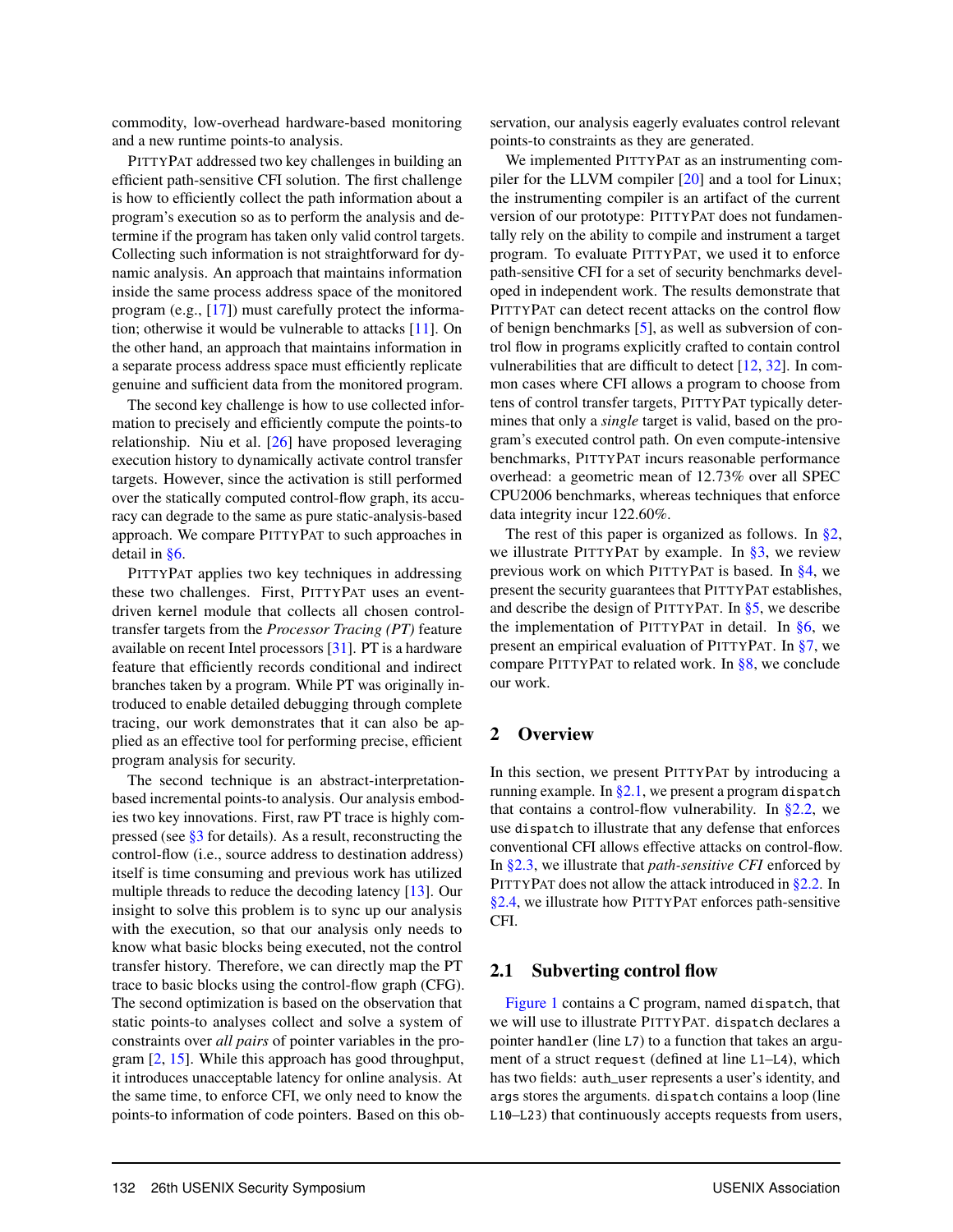commodity, low-overhead hardware-based monitoring and a new runtime points-to analysis.

PittyPat addressed two key challenges in building an efficient path-sensitive CFI solution. The first challenge is how to efficiently collect the path information about a program's execution so as to perform the analysis and determine if the program has taken only valid control targets. Collecting such information is not straightforward for dynamic analysis. An approach that maintains information inside the same process address space of the monitored program (e.g., [17]) must carefully protect the information; otherwise it would be vulnerable to attacks [11]. On the other hand, an approach that maintains information in a separate process address space must efficiently replicate genuine and sufficient data from the monitored program.

The second key challenge is how to use collected information to precisely and efficiently compute the points-to relationship. Niu et al. [26] have proposed leveraging execution history to dynamically activate control transfer targets. However, since the activation is still performed over the statically computed control-flow graph, its accuracy can degrade to the same as pure static-analysis-based approach. We compare PittyPat to such approaches in detail in §6.

PittyPat applies two key techniques in addressing these two challenges. First, PittyPat uses an event-driven kernel module that collects all chosen control-transfer targets from the *Processor Tracing (PT)* feature available on recent Intel processors [31]. PT is a hardware feature that efficiently records conditional and indirect branches taken by a program. While PT was originally introduced to enable detailed debugging through complete tracing, our work demonstrates that it can also be applied as an effective tool for performing precise, efficient program analysis for security.

The second technique is an abstract-interpretation-based incremental points-to analysis. Our analysis embodies two key innovations. First, raw PT trace is highly compressed (see §3 for details). As a result, reconstructing the control-flow (i.e., source address to destination address) itself is time consuming and previous work has utilized multiple threads to reduce the decoding latency [13]. Our insight to solve this problem is to sync up our analysis with the execution, so that our analysis only needs to know what basic blocks being executed, not the control transfer history. Therefore, we can directly map the PT trace to basic blocks using the control-flow graph (CFG). The second optimization is based on the observation that static points-to analyses collect and solve a system of constraints over *all pairs* of pointer variables in the program [2, 15]. While this approach has good throughput, it introduces unacceptable latency for online analysis. At the same time, to enforce CFI, we only need to know the points-to information of code pointers. Based on this observation, our analysis eagerly evaluates control relevant points-to constraints as they are generated.

We implemented PittyPat as an instrumenting compiler for the LLVM compiler [20] and a tool for Linux; the instrumenting compiler is an artifact of the current version of our prototype: PittyPat does not fundamentally rely on the ability to compile and instrument a target program. To evaluate PittyPat, we used it to enforce path-sensitive CFI for a set of security benchmarks developed in independent work. The results demonstrate that PittyPat can detect recent attacks on the control flow of benign benchmarks [5], as well as subversion of control flow in programs explicitly crafted to contain control vulnerabilities that are difficult to detect [12, 32]. In common cases where CFI allows a program to choose from tens of control transfer targets, PittyPat typically determines that only a *single* target is valid, based on the program's executed control path. On even compute-intensive benchmarks, PittyPat incurs reasonable performance overhead: a geometric mean of 12.73% over all SPEC CPU2006 benchmarks, whereas techniques that enforce data integrity incur 122.60%.

The rest of this paper is organized as follows. In §2, we illustrate PittyPat by example. In §3, we review previous work on which PittyPat is based. In §4, we present the security guarantees that PittyPat establishes, and describe the design of PittyPat. In §5, we describe the implementation of PittyPat in detail. In §6, we present an empirical evaluation of PittyPat. In §7, we compare PittyPat to related work. In §8, we conclude our work.

## 2 Overview

In this section, we present PittyPat by introducing a running example. In §2.1, we present a program `dispatch` that contains a control-flow vulnerability. In §2.2, we use `dispatch` to illustrate that any defense that enforces conventional CFI allows effective attacks on control-flow. In §2.3, we illustrate that *path-sensitive CFI* enforced by PittyPat does not allow the attack introduced in §2.2. In §2.4, we illustrate how PittyPat enforces path-sensitive CFI.

### 2.1 Subverting control flow

Figure 1 contains a C program, named `dispatch`, that we will use to illustrate PittyPat. `dispatch` declares a pointer `handler` (line `L7`) to a function that takes an argument of a struct `request` (defined at line `L1`–`L4`), which has two fields: `auth_user` represents a user's identity, and `args` stores the arguments. `dispatch` contains a loop (line `L10`–`L23`) that continuously accepts requests from users,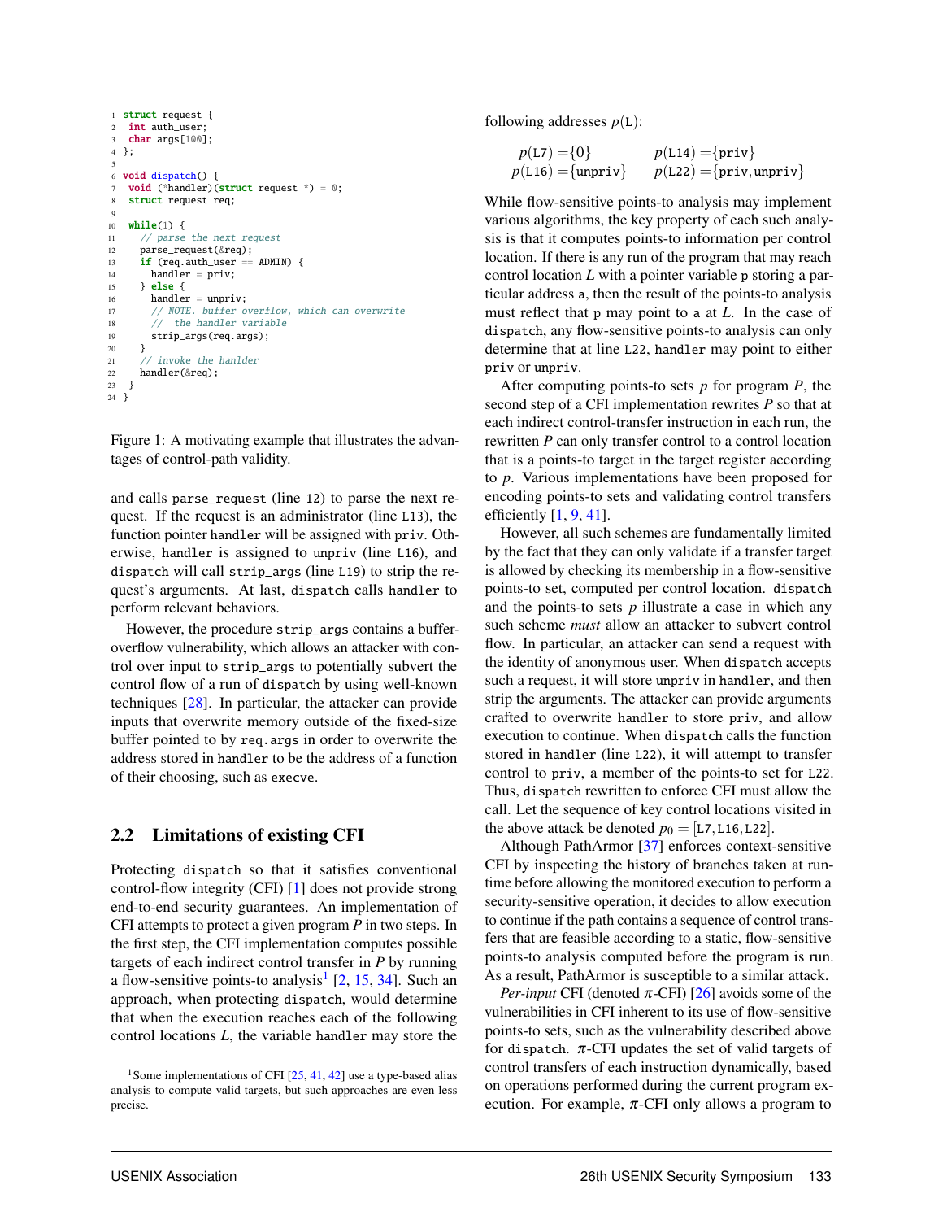```c
1  struct request {
2    int auth_user;
3    char args[100];
4  };
5
6  void dispatch() {
7    void (*handler)(struct request *) = 0;
8    struct request req;
9
10   while(1) {
11     // parse the next request
12     parse_request(&req);
13     if (req.auth_user == ADMIN) {
14       handler = priv;
15     } else {
16       handler = unpriv;
17       // NOTE. buffer overflow, which can overwrite
18       //  the handler variable
19       strip_args(req.args);
20     }
21     // invoke the hanlder
22     handler(&req);
23   }
24 }
```

Figure 1: A motivating example that illustrates the advantages of control-path validity.

and calls `parse_request` (line 12) to parse the next request. If the request is an administrator (line L13), the function pointer `handler` will be assigned with `priv`. Otherwise, `handler` is assigned to `unpriv` (line L16), and `dispatch` will call `strip_args` (line L19) to strip the request's arguments. At last, `dispatch` calls `handler` to perform relevant behaviors.

However, the procedure `strip_args` contains a buffer-overflow vulnerability, which allows an attacker with control over input to `strip_args` to potentially subvert the control flow of a run of `dispatch` by using well-known techniques [28]. In particular, the attacker can provide inputs that overwrite memory outside of the fixed-size buffer pointed to by `req.args` in order to overwrite the address stored in `handler` to be the address of a function of their choosing, such as `execve`.

## 2.2 Limitations of existing CFI

Protecting `dispatch` so that it satisfies conventional control-flow integrity (CFI) [1] does not provide strong end-to-end security guarantees. An implementation of CFI attempts to protect a given program $P$ in two steps. In the first step, the CFI implementation computes possible targets of each indirect control transfer in $P$ by running a flow-sensitive points-to analysis[1] [2, 15, 34]. Such an approach, when protecting `dispatch`, would determine that when the execution reaches each of the following control locations $L$, the variable `handler` may store the following addresses $p(\texttt{L})$:

$$p(\texttt{L7}) = \{0\} \qquad p(\texttt{L14}) = \{\texttt{priv}\}$$
$$p(\texttt{L16}) = \{\texttt{unpriv}\} \qquad p(\texttt{L22}) = \{\texttt{priv}, \texttt{unpriv}\}$$

While flow-sensitive points-to analysis may implement various algorithms, the key property of each such analysis is that it computes points-to information per control location. If there is any run of the program that may reach control location $L$ with a pointer variable `p` storing a particular address `a`, then the result of the points-to analysis must reflect that `p` may point to `a` at $L$. In the case of `dispatch`, any flow-sensitive points-to analysis can only determine that at line L22, `handler` may point to either `priv` or `unpriv`.

After computing points-to sets $p$ for program $P$, the second step of a CFI implementation rewrites $P$ so that at each indirect control-transfer instruction in each run, the rewritten $P$ can only transfer control to a control location that is a points-to target in the target register according to $p$. Various implementations have been proposed for encoding points-to sets and validating control transfers efficiently [1, 9, 41].

However, all such schemes are fundamentally limited by the fact that they can only validate if a transfer target is allowed by checking its membership in a flow-sensitive points-to set, computed per control location. `dispatch` and the points-to sets $p$ illustrate a case in which any such scheme *must* allow an attacker to subvert control flow. In particular, an attacker can send a request with the identity of anonymous user. When `dispatch` accepts such a request, it will store `unpriv` in `handler`, and then strip the arguments. The attacker can provide arguments crafted to overwrite `handler` to store `priv`, and allow execution to continue. When `dispatch` calls the function stored in `handler` (line L22), it will attempt to transfer control to `priv`, a member of the points-to set for L22. Thus, `dispatch` rewritten to enforce CFI must allow the call. Let the sequence of key control locations visited in the above attack be denoted $p_0 = [\texttt{L7}, \texttt{L16}, \texttt{L22}]$.

Although PathArmor [37] enforces context-sensitive CFI by inspecting the history of branches taken at runtime before allowing the monitored execution to perform a security-sensitive operation, it decides to allow execution to continue if the path contains a sequence of control transfers that are feasible according to a static, flow-sensitive points-to analysis computed before the program is run. As a result, PathArmor is susceptible to a similar attack.

*Per-input* CFI (denoted $\pi$-CFI) [26] avoids some of the vulnerabilities in CFI inherent to its use of flow-sensitive points-to sets, such as the vulnerability described above for `dispatch`. $\pi$-CFI updates the set of valid targets of control transfers of each instruction dynamically, based on operations performed during the current program execution. For example, $\pi$-CFI only allows a program to

[1] Some implementations of CFI [25, 41, 42] use a type-based alias analysis to compute valid targets, but such approaches are even less precise.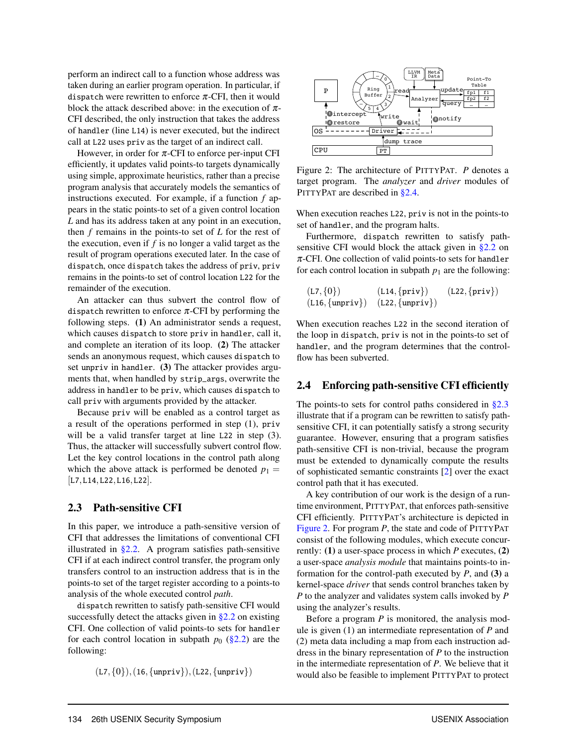perform an indirect call to a function whose address was taken during an earlier program operation. In particular, if `dispatch` were rewritten to enforce $\pi$-CFI, then it would block the attack described above: in the execution of $\pi$-CFI described, the only instruction that takes the address of `handler` (line `L14`) is never executed, but the indirect call at `L22` uses `priv` as the target of an indirect call.

However, in order for $\pi$-CFI to enforce per-input CFI efficiently, it updates valid points-to targets dynamically using simple, approximate heuristics, rather than a precise program analysis that accurately models the semantics of instructions executed. For example, if a function $f$ appears in the static points-to set of a given control location $L$ and has its address taken at any point in an execution, then $f$ remains in the points-to set of $L$ for the rest of the execution, even if $f$ is no longer a valid target as the result of program operations executed later. In the case of `dispatch`, once `dispatch` takes the address of `priv`, `priv` remains in the points-to set of control location `L22` for the remainder of the execution.

An attacker can thus subvert the control flow of `dispatch` rewritten to enforce $\pi$-CFI by performing the following steps. **(1)** An administrator sends a request, which causes `dispatch` to store `priv` in `handler`, call it, and complete an iteration of its loop. **(2)** The attacker sends an anonymous request, which causes `dispatch` to set `unpriv` in `handler`. **(3)** The attacker provides arguments that, when handled by `strip_args`, overwrite the address in `handler` to be `priv`, which causes `dispatch` to call `priv` with arguments provided by the attacker.

Because `priv` will be enabled as a control target as a result of the operations performed in step (1), `priv` will be a valid transfer target at line `L22` in step (3). Thus, the attacker will successfully subvert control flow. Let the key control locations in the control path along which the above attack is performed be denoted $p_1 = [\texttt{L7}, \texttt{L14}, \texttt{L22}, \texttt{L16}, \texttt{L22}]$.

### 2.3 Path-sensitive CFI

In this paper, we introduce a path-sensitive version of CFI that addresses the limitations of conventional CFI illustrated in §2.2. A program satisfies path-sensitive CFI if at each indirect control transfer, the program only transfers control to an instruction address that is in the points-to set of the target register according to a points-to analysis of the whole executed control *path*.

`dispatch` rewritten to satisfy path-sensitive CFI would successfully detect the attacks given in §2.2 on existing CFI. One collection of valid points-to sets for `handler` for each control location in subpath $p_0$ (§2.2) are the following:

$$(\texttt{L7}, \{0\}), (\texttt{16}, \{\texttt{unpriv}\}), (\texttt{L22}, \{\texttt{unpriv}\})$$

When execution reaches `L22`, `priv` is not in the points-to set of `handler`, and the program halts.

Furthermore, `dispatch` rewritten to satisfy path-sensitive CFI would block the attack given in §2.2 on $\pi$-CFI. One collection of valid points-to sets for `handler` for each control location in subpath $p_1$ are the following:

$$(\texttt{L7}, \{0\}) \quad (\texttt{L14}, \{\texttt{priv}\}) \quad (\texttt{L22}, \{\texttt{priv}\})$$
$$(\texttt{L16}, \{\texttt{unpriv}\}) \quad (\texttt{L22}, \{\texttt{unpriv}\})$$

When execution reaches `L22` in the second iteration of the loop in `dispatch`, `priv` is not in the points-to set of `handler`, and the program determines that the control-flow has been subverted.

Figure 2: The architecture of PittyPat. *P* denotes a target program. The *analyzer* and *driver* modules of PittyPat are described in §2.4.

### 2.4 Enforcing path-sensitive CFI efficiently

The points-to sets for control paths considered in §2.3 illustrate that if a program can be rewritten to satisfy path-sensitive CFI, it can potentially satisfy a strong security guarantee. However, ensuring that a program satisfies path-sensitive CFI is non-trivial, because the program must be extended to dynamically compute the results of sophisticated semantic constraints [2] over the exact control path that it has executed.

A key contribution of our work is the design of a runtime environment, PittyPat, that enforces path-sensitive CFI efficiently. PittyPat's architecture is depicted in Figure 2. For program *P*, the state and code of PittyPat consist of the following modules, which execute concurrently: **(1)** a user-space process in which *P* executes, **(2)** a user-space *analysis module* that maintains points-to information for the control-path executed by *P*, and **(3)** a kernel-space *driver* that sends control branches taken by *P* to the analyzer and validates system calls invoked by *P* using the analyzer's results.

Before a program *P* is monitored, the analysis module is given (1) an intermediate representation of *P* and (2) meta data including a map from each instruction address in the binary representation of *P* to the instruction in the intermediate representation of *P*. We believe that it would also be feasible to implement PittyPat to protect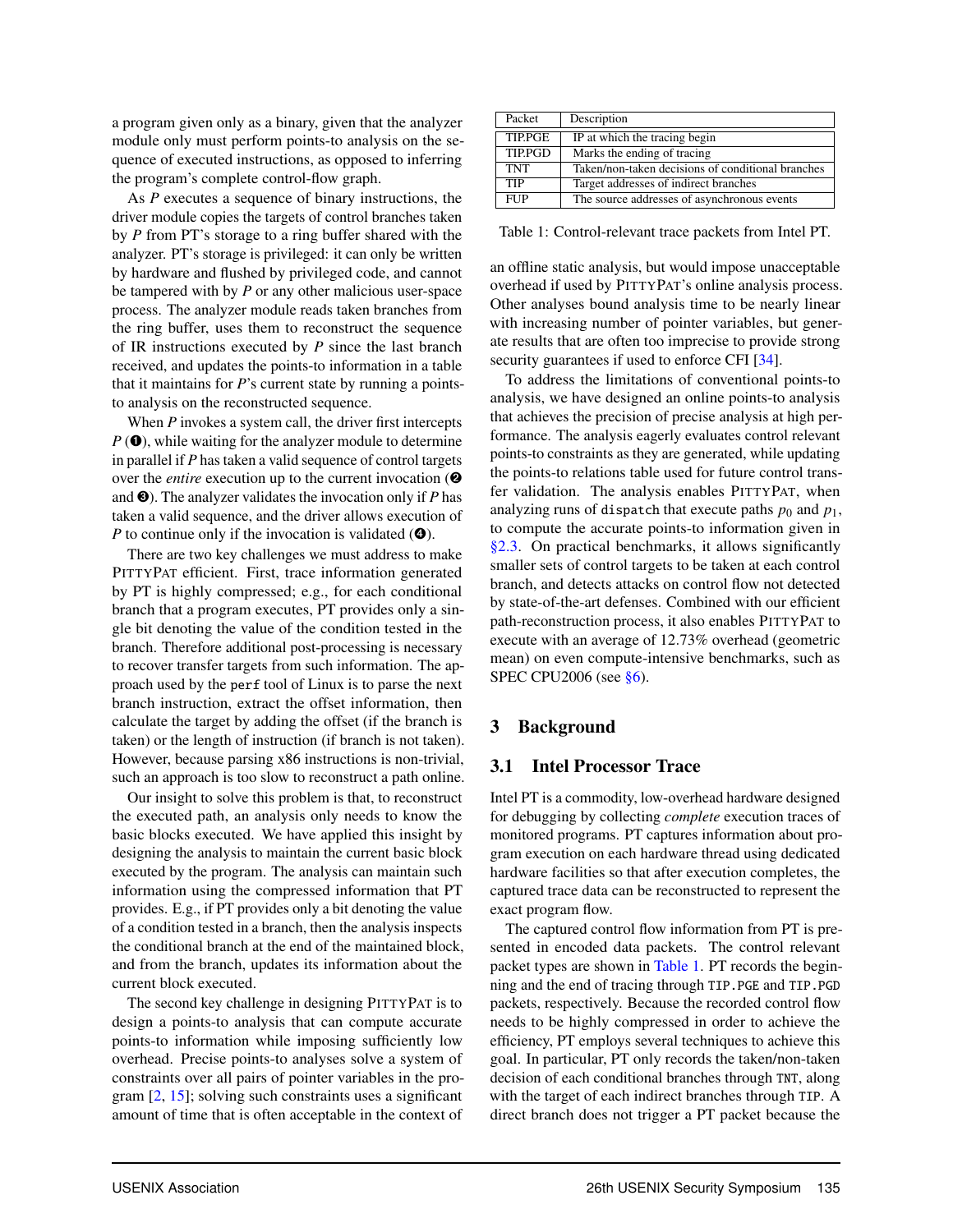a program given only as a binary, given that the analyzer module only must perform points-to analysis on the sequence of executed instructions, as opposed to inferring the program's complete control-flow graph.

As $P$ executes a sequence of binary instructions, the driver module copies the targets of control branches taken by $P$ from PT's storage to a ring buffer shared with the analyzer. PT's storage is privileged: it can only be written by hardware and flushed by privileged code, and cannot be tampered with by $P$ or any other malicious user-space process. The analyzer module reads taken branches from the ring buffer, uses them to reconstruct the sequence of IR instructions executed by $P$ since the last branch received, and updates the points-to information in a table that it maintains for $P$'s current state by running a points-to analysis on the reconstructed sequence.

When $P$ invokes a system call, the driver first intercepts $P$ (❶), while waiting for the analyzer module to determine in parallel if $P$ has taken a valid sequence of control targets over the *entire* execution up to the current invocation (❷ and ❸). The analyzer validates the invocation only if $P$ has taken a valid sequence, and the driver allows execution of $P$ to continue only if the invocation is validated (❹).

There are two key challenges we must address to make PittyPat efficient. First, trace information generated by PT is highly compressed; e.g., for each conditional branch that a program executes, PT provides only a single bit denoting the value of the condition tested in the branch. Therefore additional post-processing is necessary to recover transfer targets from such information. The approach used by the `perf` tool of Linux is to parse the next branch instruction, extract the offset information, then calculate the target by adding the offset (if the branch is taken) or the length of instruction (if branch is not taken). However, because parsing x86 instructions is non-trivial, such an approach is too slow to reconstruct a path online.

Our insight to solve this problem is that, to reconstruct the executed path, an analysis only needs to know the basic blocks executed. We have applied this insight by designing the analysis to maintain the current basic block executed by the program. The analysis can maintain such information using the compressed information that PT provides. E.g., if PT provides only a bit denoting the value of a condition tested in a branch, then the analysis inspects the conditional branch at the end of the maintained block, and from the branch, updates its information about the current block executed.

The second key challenge in designing PittyPat is to design a points-to analysis that can compute accurate points-to information while imposing sufficiently low overhead. Precise points-to analyses solve a system of constraints over all pairs of pointer variables in the program [2, 15]; solving such constraints uses a significant amount of time that is often acceptable in the context of an offline static analysis, but would impose unacceptable overhead if used by PittyPat's online analysis process. Other analyses bound analysis time to be nearly linear with increasing number of pointer variables, but generate results that are often too imprecise to provide strong security guarantees if used to enforce CFI [34].

To address the limitations of conventional points-to analysis, we have designed an online points-to analysis that achieves the precision of precise analysis at high performance. The analysis eagerly evaluates control relevant points-to constraints as they are generated, while updating the points-to relations table used for future control transfer validation. The analysis enables PittyPat, when analyzing runs of `dispatch` that execute paths $p_0$ and $p_1$, to compute the accurate points-to information given in §2.3. On practical benchmarks, it allows significantly smaller sets of control targets to be taken at each control branch, and detects attacks on control flow not detected by state-of-the-art defenses. Combined with our efficient path-reconstruction process, it also enables PittyPat to execute with an average of 12.73% overhead (geometric mean) on even compute-intensive benchmarks, such as SPEC CPU2006 (see §6).

| Packet | Description |
|---|---|
| TIP.PGE | IP at which the tracing begin |
| TIP.PGD | Marks the ending of tracing |
| TNT | Taken/non-taken decisions of conditional branches |
| TIP | Target addresses of indirect branches |
| FUP | The source addresses of asynchronous events |

Table 1: Control-relevant trace packets from Intel PT.

## 3 Background

### 3.1 Intel Processor Trace

Intel PT is a commodity, low-overhead hardware designed for debugging by collecting *complete* execution traces of monitored programs. PT captures information about program execution on each hardware thread using dedicated hardware facilities so that after execution completes, the captured trace data can be reconstructed to represent the exact program flow.

The captured control flow information from PT is presented in encoded data packets. The control relevant packet types are shown in Table 1. PT records the beginning and the end of tracing through `TIP.PGE` and `TIP.PGD` packets, respectively. Because the recorded control flow needs to be highly compressed in order to achieve the efficiency, PT employs several techniques to achieve this goal. In particular, PT only records the taken/non-taken decision of each conditional branches through `TNT`, along with the target of each indirect branches through `TIP`. A direct branch does not trigger a PT packet because the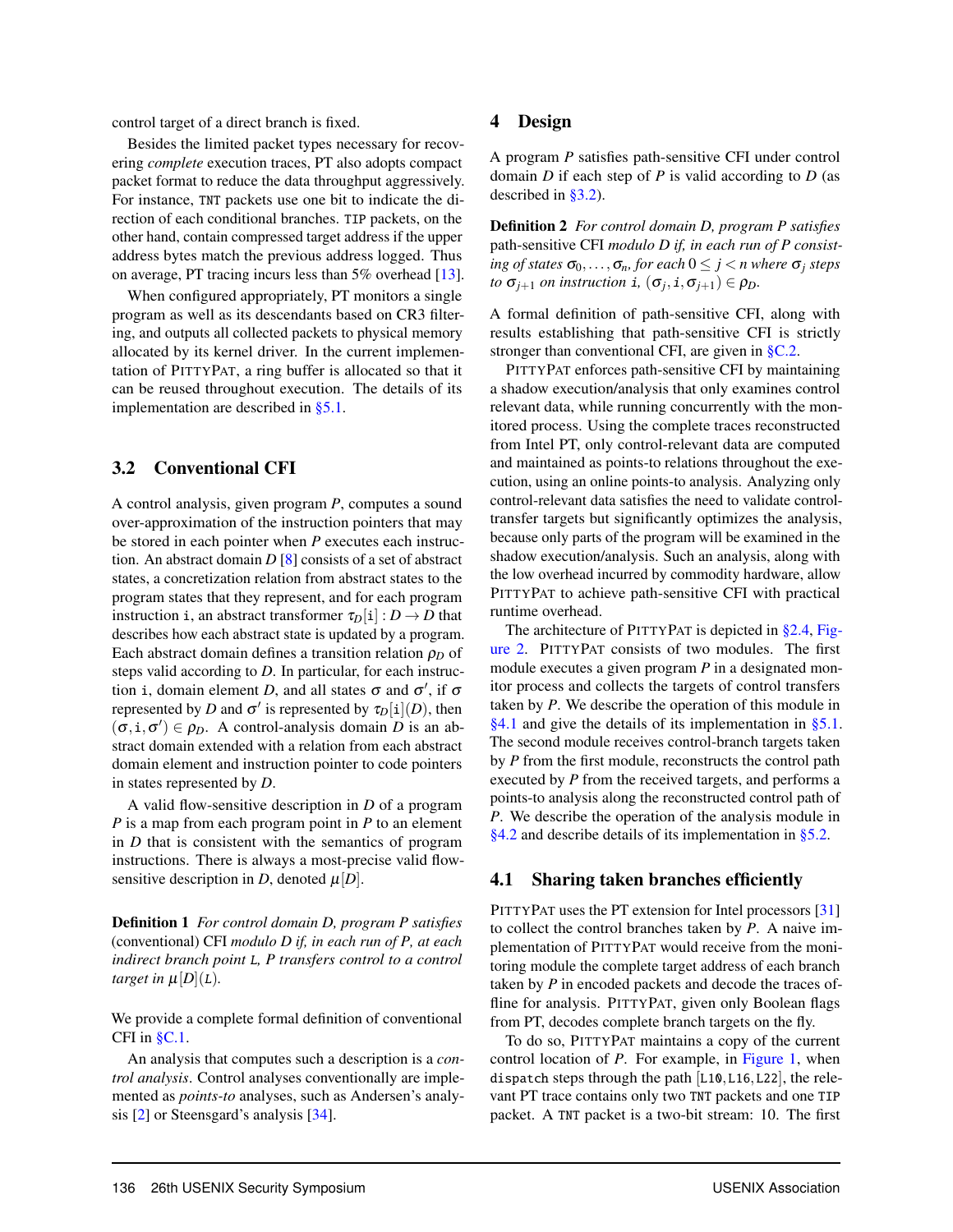control target of a direct branch is fixed.

Besides the limited packet types necessary for recovering *complete* execution traces, PT also adopts compact packet format to reduce the data throughput aggressively. For instance, `TNT` packets use one bit to indicate the direction of each conditional branches. `TIP` packets, on the other hand, contain compressed target address if the upper address bytes match the previous address logged. Thus on average, PT tracing incurs less than 5% overhead [13].

When configured appropriately, PT monitors a single program as well as its descendants based on CR3 filtering, and outputs all collected packets to physical memory allocated by its kernel driver. In the current implementation of PITTYPAT, a ring buffer is allocated so that it can be reused throughout execution. The details of its implementation are described in §5.1.

## 3.2 Conventional CFI

A control analysis, given program $P$, computes a sound over-approximation of the instruction pointers that may be stored in each pointer when $P$ executes each instruction. An abstract domain $D$ [8] consists of a set of abstract states, a concretization relation from abstract states to the program states that they represent, and for each program instruction `i`, an abstract transformer $\tau_D[\mathtt{i}] : D \rightarrow D$ that describes how each abstract state is updated by a program. Each abstract domain defines a transition relation $\rho_D$ of steps valid according to $D$. In particular, for each instruction `i`, domain element $D$, and all states $\sigma$ and $\sigma'$, if $\sigma$ represented by $D$ and $\sigma'$ is represented by $\tau_D[\mathtt{i}](D)$, then $(\sigma, \mathtt{i}, \sigma') \in \rho_D$. A control-analysis domain $D$ is an abstract domain extended with a relation from each abstract domain element and instruction pointer to code pointers in states represented by $D$.

A valid flow-sensitive description in $D$ of a program $P$ is a map from each program point in $P$ to an element in $D$ that is consistent with the semantics of program instructions. There is always a most-precise valid flow-sensitive description in $D$, denoted $\mu[D]$.

**Definition 1** *For control domain D, program P satisfies* (conventional) CFI *modulo D if, in each run of P, at each indirect branch point* `L`*, P transfers control to a control target in* $\mu[D](\mathtt{L})$*.*

We provide a complete formal definition of conventional CFI in §C.1.

An analysis that computes such a description is a *control analysis*. Control analyses conventionally are implemented as *points-to* analyses, such as Andersen's analysis [2] or Steensgard's analysis [34].

# 4 Design

A program $P$ satisfies path-sensitive CFI under control domain $D$ if each step of $P$ is valid according to $D$ (as described in §3.2).

**Definition 2** *For control domain D, program P satisfies* path-sensitive CFI *modulo D if, in each run of P consisting of states* $\sigma_0, \ldots, \sigma_n$*, for each* $0 \leq j < n$ *where* $\sigma_j$ *steps to* $\sigma_{j+1}$ *on instruction* `i`*,* $(\sigma_j, \mathtt{i}, \sigma_{j+1}) \in \rho_D$*.*

A formal definition of path-sensitive CFI, along with results establishing that path-sensitive CFI is strictly stronger than conventional CFI, are given in §C.2.

PITTYPAT enforces path-sensitive CFI by maintaining a shadow execution/analysis that only examines control relevant data, while running concurrently with the monitored process. Using the complete traces reconstructed from Intel PT, only control-relevant data are computed and maintained as points-to relations throughout the execution, using an online points-to analysis. Analyzing only control-relevant data satisfies the need to validate control-transfer targets but significantly optimizes the analysis, because only parts of the program will be examined in the shadow execution/analysis. Such an analysis, along with the low overhead incurred by commodity hardware, allow PITTYPAT to achieve path-sensitive CFI with practical runtime overhead.

The architecture of PITTYPAT is depicted in §2.4, Figure 2. PITTYPAT consists of two modules. The first module executes a given program $P$ in a designated monitor process and collects the targets of control transfers taken by $P$. We describe the operation of this module in §4.1 and give the details of its implementation in §5.1. The second module receives control-branch targets taken by $P$ from the first module, reconstructs the control path executed by $P$ from the received targets, and performs a points-to analysis along the reconstructed control path of $P$. We describe the operation of the analysis module in §4.2 and describe details of its implementation in §5.2.

## 4.1 Sharing taken branches efficiently

PITTYPAT uses the PT extension for Intel processors [31] to collect the control branches taken by $P$. A naive implementation of PITTYPAT would receive from the monitoring module the complete target address of each branch taken by $P$ in encoded packets and decode the traces offline for analysis. PITTYPAT, given only Boolean flags from PT, decodes complete branch targets on the fly.

To do so, PITTYPAT maintains a copy of the current control location of $P$. For example, in Figure 1, when `dispatch` steps through the path [`L10`, `L16`, `L22`], the relevant PT trace contains only two `TNT` packets and one `TIP` packet. A `TNT` packet is a two-bit stream: 10. The first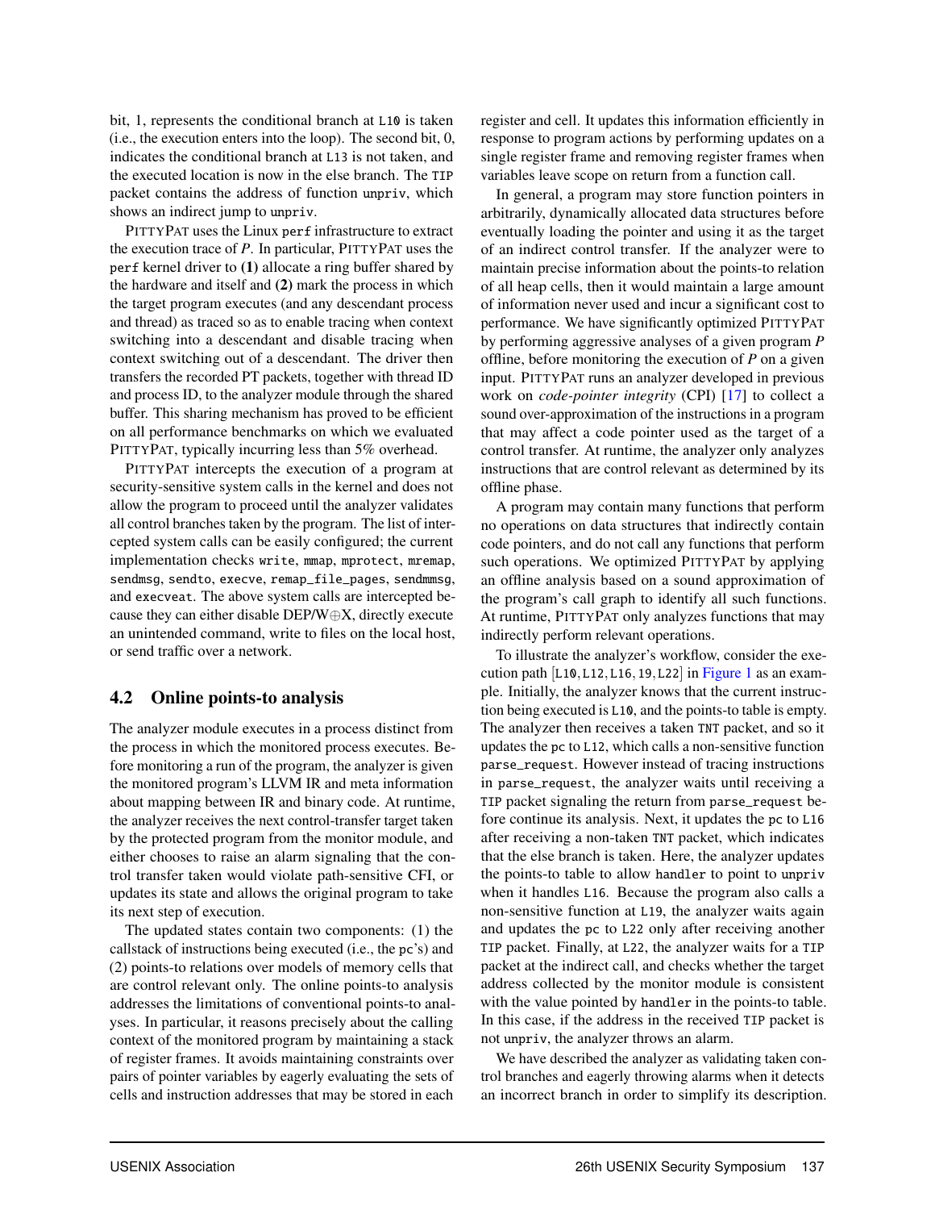bit, 1, represents the conditional branch at `L10` is taken (i.e., the execution enters into the loop). The second bit, 0, indicates the conditional branch at `L13` is not taken, and the executed location is now in the else branch. The `TIP` packet contains the address of function `unpriv`, which shows an indirect jump to `unpriv`.

PITTYPAT uses the Linux `perf` infrastructure to extract the execution trace of *P*. In particular, PITTYPAT uses the `perf` kernel driver to **(1)** allocate a ring buffer shared by the hardware and itself and **(2)** mark the process in which the target program executes (and any descendant process and thread) as traced so as to enable tracing when context switching into a descendant and disable tracing when context switching out of a descendant. The driver then transfers the recorded PT packets, together with thread ID and process ID, to the analyzer module through the shared buffer. This sharing mechanism has proved to be efficient on all performance benchmarks on which we evaluated PITTYPAT, typically incurring less than 5% overhead.

PITTYPAT intercepts the execution of a program at security-sensitive system calls in the kernel and does not allow the program to proceed until the analyzer validates all control branches taken by the program. The list of intercepted system calls can be easily configured; the current implementation checks `write`, `mmap`, `mprotect`, `mremap`, `sendmsg`, `sendto`, `execve`, `remap_file_pages`, `sendmmsg`, and `execveat`. The above system calls are intercepted because they can either disable DEP/W⊕X, directly execute an unintended command, write to files on the local host, or send traffic over a network.

### 4.2 Online points-to analysis

The analyzer module executes in a process distinct from the process in which the monitored process executes. Before monitoring a run of the program, the analyzer is given the monitored program's LLVM IR and meta information about mapping between IR and binary code. At runtime, the analyzer receives the next control-transfer target taken by the protected program from the monitor module, and either chooses to raise an alarm signaling that the control transfer taken would violate path-sensitive CFI, or updates its state and allows the original program to take its next step of execution.

The updated states contain two components: (1) the callstack of instructions being executed (i.e., the pc's) and (2) points-to relations over models of memory cells that are control relevant only. The online points-to analysis addresses the limitations of conventional points-to analyses. In particular, it reasons precisely about the calling context of the monitored program by maintaining a stack of register frames. It avoids maintaining constraints over pairs of pointer variables by eagerly evaluating the sets of cells and instruction addresses that may be stored in each register and cell. It updates this information efficiently in response to program actions by performing updates on a single register frame and removing register frames when variables leave scope on return from a function call.

In general, a program may store function pointers in arbitrarily, dynamically allocated data structures before eventually loading the pointer and using it as the target of an indirect control transfer. If the analyzer were to maintain precise information about the points-to relation of all heap cells, then it would maintain a large amount of information never used and incur a significant cost to performance. We have significantly optimized PITTYPAT by performing aggressive analyses of a given program *P* offline, before monitoring the execution of *P* on a given input. PITTYPAT runs an analyzer developed in previous work on *code-pointer integrity* (CPI) [17] to collect a sound over-approximation of the instructions in a program that may affect a code pointer used as the target of a control transfer. At runtime, the analyzer only analyzes instructions that are control relevant as determined by its offline phase.

A program may contain many functions that perform no operations on data structures that indirectly contain code pointers, and do not call any functions that perform such operations. We optimized PITTYPAT by applying an offline analysis based on a sound approximation of the program's call graph to identify all such functions. At runtime, PITTYPAT only analyzes functions that may indirectly perform relevant operations.

To illustrate the analyzer's workflow, consider the execution path [`L10`, `L12`, `L16`, `19`, `L22`] in Figure 1 as an example. Initially, the analyzer knows that the current instruction being executed is `L10`, and the points-to table is empty. The analyzer then receives a taken `TNT` packet, and so it updates the `pc` to `L12`, which calls a non-sensitive function `parse_request`. However instead of tracing instructions in `parse_request`, the analyzer waits until receiving a `TIP` packet signaling the return from `parse_request` before continue its analysis. Next, it updates the `pc` to `L16` after receiving a non-taken `TNT` packet, which indicates that the else branch is taken. Here, the analyzer updates the points-to table to allow `handler` to point to `unpriv` when it handles `L16`. Because the program also calls a non-sensitive function at `L19`, the analyzer waits again and updates the `pc` to `L22` only after receiving another `TIP` packet. Finally, at `L22`, the analyzer waits for a `TIP` packet at the indirect call, and checks whether the target address collected by the monitor module is consistent with the value pointed by `handler` in the points-to table. In this case, if the address in the received `TIP` packet is not `unpriv`, the analyzer throws an alarm.

We have described the analyzer as validating taken control branches and eagerly throwing alarms when it detects an incorrect branch in order to simplify its description.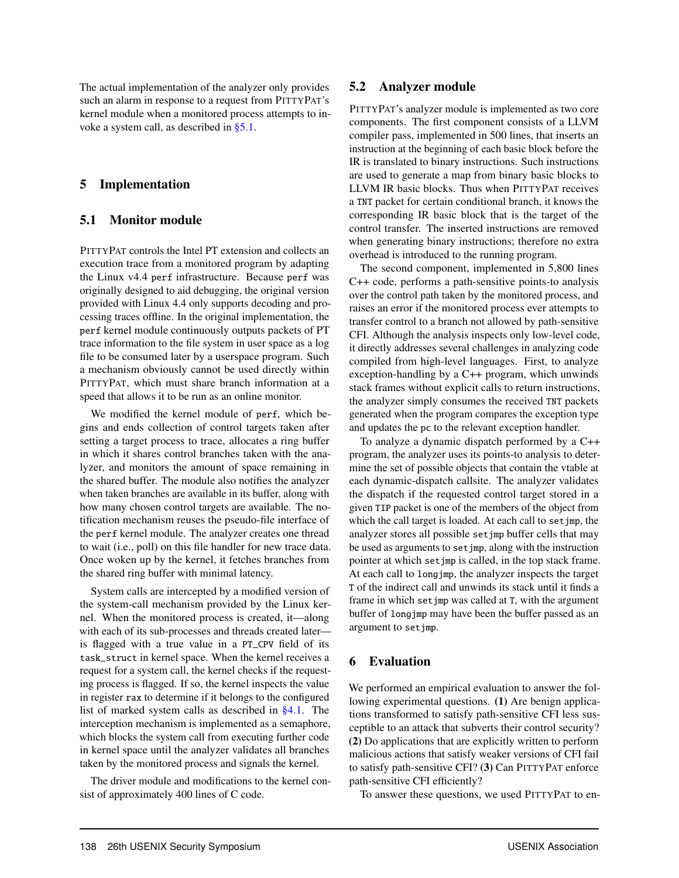The actual implementation of the analyzer only provides such an alarm in response to a request from PITTYPAT's kernel module when a monitored process attempts to invoke a system call, as described in §5.1.

## 5 Implementation

### 5.1 Monitor module

PITTYPAT controls the Intel PT extension and collects an execution trace from a monitored program by adapting the Linux v4.4 `perf` infrastructure. Because `perf` was originally designed to aid debugging, the original version provided with Linux 4.4 only supports decoding and processing traces offline. In the original implementation, the `perf` kernel module continuously outputs packets of PT trace information to the file system in user space as a log file to be consumed later by a userspace program. Such a mechanism obviously cannot be used directly within PITTYPAT, which must share branch information at a speed that allows it to be run as an online monitor.

We modified the kernel module of `perf`, which begins and ends collection of control targets taken after setting a target process to trace, allocates a ring buffer in which it shares control branches taken with the analyzer, and monitors the amount of space remaining in the shared buffer. The module also notifies the analyzer when taken branches are available in its buffer, along with how many chosen control targets are available. The notification mechanism reuses the pseudo-file interface of the `perf` kernel module. The analyzer creates one thread to wait (i.e., poll) on this file handler for new trace data. Once woken up by the kernel, it fetches branches from the shared ring buffer with minimal latency.

System calls are intercepted by a modified version of the system-call mechanism provided by the Linux kernel. When the monitored process is created, it—along with each of its sub-processes and threads created later—is flagged with a true value in a `PT_CPV` field of its `task_struct` in kernel space. When the kernel receives a request for a system call, the kernel checks if the requesting process is flagged. If so, the kernel inspects the value in register `rax` to determine if it belongs to the configured list of marked system calls as described in §4.1. The interception mechanism is implemented as a semaphore, which blocks the system call from executing further code in kernel space until the analyzer validates all branches taken by the monitored process and signals the kernel.

The driver module and modifications to the kernel consist of approximately 400 lines of C code.

### 5.2 Analyzer module

PITTYPAT's analyzer module is implemented as two core components. The first component consists of a LLVM compiler pass, implemented in 500 lines, that inserts an instruction at the beginning of each basic block before the IR is translated to binary instructions. Such instructions are used to generate a map from binary basic blocks to LLVM IR basic blocks. Thus when PITTYPAT receives a `TNT` packet for certain conditional branch, it knows the corresponding IR basic block that is the target of the control transfer. The inserted instructions are removed when generating binary instructions; therefore no extra overhead is introduced to the running program.

The second component, implemented in 5,800 lines C++ code, performs a path-sensitive points-to analysis over the control path taken by the monitored process, and raises an error if the monitored process ever attempts to transfer control to a branch not allowed by path-sensitive CFI. Although the analysis inspects only low-level code, it directly addresses several challenges in analyzing code compiled from high-level languages. First, to analyze exception-handling by a C++ program, which unwinds stack frames without explicit calls to return instructions, the analyzer simply consumes the received `TNT` packets generated when the program compares the exception type and updates the `pc` to the relevant exception handler.

To analyze a dynamic dispatch performed by a C++ program, the analyzer uses its points-to analysis to determine the set of possible objects that contain the vtable at each dynamic-dispatch callsite. The analyzer validates the dispatch if the requested control target stored in a given `TIP` packet is one of the members of the object from which the call target is loaded. At each call to `setjmp`, the analyzer stores all possible `setjmp` buffer cells that may be used as arguments to `setjmp`, along with the instruction pointer at which `setjmp` is called, in the top stack frame. At each call to `longjmp`, the analyzer inspects the target `T` of the indirect call and unwinds its stack until it finds a frame in which `setjmp` was called at `T`, with the argument buffer of `longjmp` may have been the buffer passed as an argument to `setjmp`.

## 6 Evaluation

We performed an empirical evaluation to answer the following experimental questions. **(1)** Are benign applications transformed to satisfy path-sensitive CFI less susceptible to an attack that subverts their control security? **(2)** Do applications that are explicitly written to perform malicious actions that satisfy weaker versions of CFI fail to satisfy path-sensitive CFI? **(3)** Can PITTYPAT enforce path-sensitive CFI efficiently?

To answer these questions, we used PITTYPAT to en-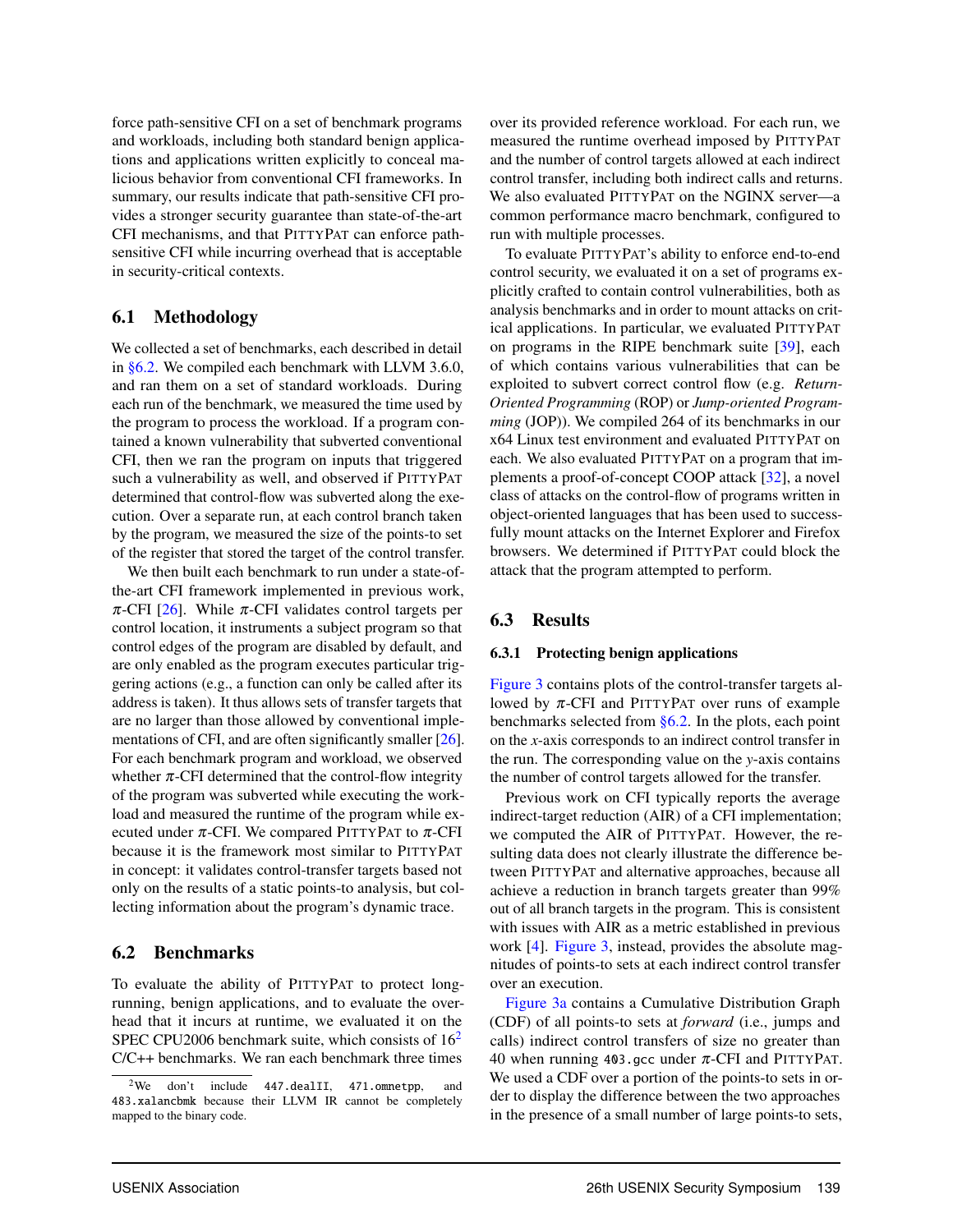force path-sensitive CFI on a set of benchmark programs and workloads, including both standard benign applications and applications written explicitly to conceal malicious behavior from conventional CFI frameworks. In summary, our results indicate that path-sensitive CFI provides a stronger security guarantee than state-of-the-art CFI mechanisms, and that PITTYPAT can enforce path-sensitive CFI while incurring overhead that is acceptable in security-critical contexts.

## 6.1 Methodology

We collected a set of benchmarks, each described in detail in §6.2. We compiled each benchmark with LLVM 3.6.0, and ran them on a set of standard workloads. During each run of the benchmark, we measured the time used by the program to process the workload. If a program contained a known vulnerability that subverted conventional CFI, then we ran the program on inputs that triggered such a vulnerability as well, and observed if PITTYPAT determined that control-flow was subverted along the execution. Over a separate run, at each control branch taken by the program, we measured the size of the points-to set of the register that stored the target of the control transfer.

We then built each benchmark to run under a state-of-the-art CFI framework implemented in previous work, $\pi$-CFI [26]. While $\pi$-CFI validates control targets per control location, it instruments a subject program so that control edges of the program are disabled by default, and are only enabled as the program executes particular triggering actions (e.g., a function can only be called after its address is taken). It thus allows sets of transfer targets that are no larger than those allowed by conventional implementations of CFI, and are often significantly smaller [26]. For each benchmark program and workload, we observed whether $\pi$-CFI determined that the control-flow integrity of the program was subverted while executing the workload and measured the runtime of the program while executed under $\pi$-CFI. We compared PITTYPAT to $\pi$-CFI because it is the framework most similar to PITTYPAT in concept: it validates control-transfer targets based not only on the results of a static points-to analysis, but collecting information about the program's dynamic trace.

## 6.2 Benchmarks

To evaluate the ability of PITTYPAT to protect long-running, benign applications, and to evaluate the overhead that it incurs at runtime, we evaluated it on the SPEC CPU2006 benchmark suite, which consists of 16[2] C/C++ benchmarks. We ran each benchmark three times over its provided reference workload. For each run, we measured the runtime overhead imposed by PITTYPAT and the number of control targets allowed at each indirect control transfer, including both indirect calls and returns. We also evaluated PITTYPAT on the NGINX server—a common performance macro benchmark, configured to run with multiple processes.

To evaluate PITTYPAT's ability to enforce end-to-end control security, we evaluated it on a set of programs explicitly crafted to contain control vulnerabilities, both as analysis benchmarks and in order to mount attacks on critical applications. In particular, we evaluated PITTYPAT on programs in the RIPE benchmark suite [39], each of which contains various vulnerabilities that can be exploited to subvert correct control flow (e.g. *Return-Oriented Programming* (ROP) or *Jump-oriented Programming* (JOP)). We compiled 264 of its benchmarks in our x64 Linux test environment and evaluated PITTYPAT on each. We also evaluated PITTYPAT on a program that implements a proof-of-concept COOP attack [32], a novel class of attacks on the control-flow of programs written in object-oriented languages that has been used to successfully mount attacks on the Internet Explorer and Firefox browsers. We determined if PITTYPAT could block the attack that the program attempted to perform.

## 6.3 Results

### 6.3.1 Protecting benign applications

Figure 3 contains plots of the control-transfer targets allowed by $\pi$-CFI and PITTYPAT over runs of example benchmarks selected from §6.2. In the plots, each point on the $x$-axis corresponds to an indirect control transfer in the run. The corresponding value on the $y$-axis contains the number of control targets allowed for the transfer.

Previous work on CFI typically reports the average indirect-target reduction (AIR) of a CFI implementation; we computed the AIR of PITTYPAT. However, the resulting data does not clearly illustrate the difference between PITTYPAT and alternative approaches, because all achieve a reduction in branch targets greater than 99% out of all branch targets in the program. This is consistent with issues with AIR as a metric established in previous work [4]. Figure 3, instead, provides the absolute magnitudes of points-to sets at each indirect control transfer over an execution.

Figure 3a contains a Cumulative Distribution Graph (CDF) of all points-to sets at *forward* (i.e., jumps and calls) indirect control transfers of size no greater than 40 when running `403.gcc` under $\pi$-CFI and PITTYPAT. We used a CDF over a portion of the points-to sets in order to display the difference between the two approaches in the presence of a small number of large points-to sets,

[2] We don't include `447.dealII`, `471.omnetpp`, and `483.xalancbmk` because their LLVM IR cannot be completely mapped to the binary code.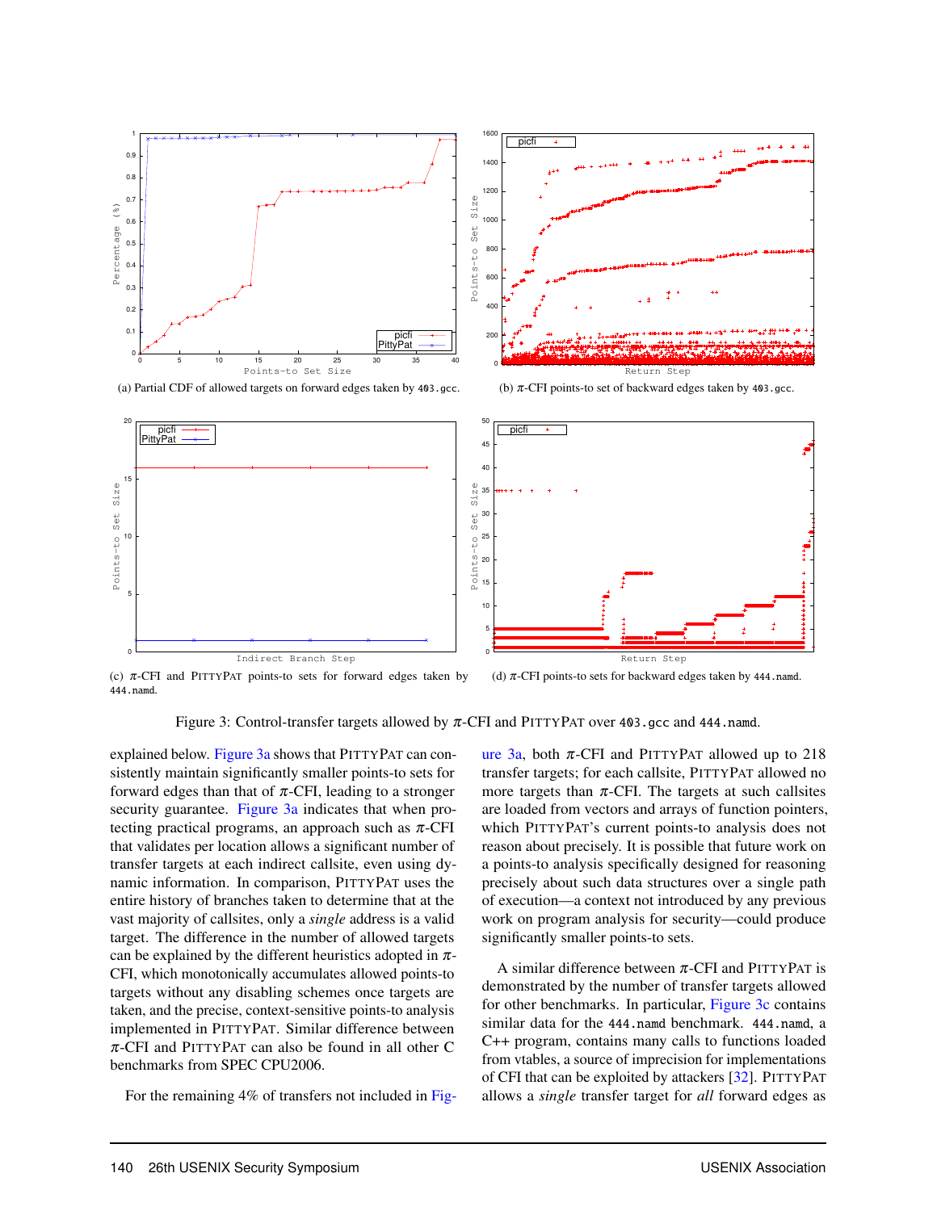(a) Partial CDF of allowed targets on forward edges taken by `403.gcc`.

(b) $\pi$-CFI points-to set of backward edges taken by `403.gcc`.

(c) $\pi$-CFI and PITTYPAT points-to sets for forward edges taken by `444.namd`.

(d) $\pi$-CFI points-to sets for backward edges taken by `444.namd`.

Figure 3: Control-transfer targets allowed by $\pi$-CFI and PITTYPAT over `403.gcc` and `444.namd`.

explained below. Figure 3a shows that PITTYPAT can consistently maintain significantly smaller points-to sets for forward edges than that of $\pi$-CFI, leading to a stronger security guarantee. Figure 3a indicates that when protecting practical programs, an approach such as $\pi$-CFI that validates per location allows a significant number of transfer targets at each indirect callsite, even using dynamic information. In comparison, PITTYPAT uses the entire history of branches taken to determine that at the vast majority of callsites, only a *single* address is a valid target. The difference in the number of allowed targets can be explained by the different heuristics adopted in $\pi$-CFI, which monotonically accumulates allowed points-to targets without any disabling schemes once targets are taken, and the precise, context-sensitive points-to analysis implemented in PITTYPAT. Similar difference between $\pi$-CFI and PITTYPAT can also be found in all other C benchmarks from SPEC CPU2006.

For the remaining 4% of transfers not included in Figure 3a, both $\pi$-CFI and PITTYPAT allowed up to 218 transfer targets; for each callsite, PITTYPAT allowed no more targets than $\pi$-CFI. The targets at such callsites are loaded from vectors and arrays of function pointers, which PITTYPAT's current points-to analysis does not reason about precisely. It is possible that future work on a points-to analysis specifically designed for reasoning precisely about such data structures over a single path of execution—a context not introduced by any previous work on program analysis for security—could produce significantly smaller points-to sets.

A similar difference between $\pi$-CFI and PITTYPAT is demonstrated by the number of transfer targets allowed for other benchmarks. In particular, Figure 3c contains similar data for the `444.namd` benchmark. `444.namd`, a C++ program, contains many calls to functions loaded from vtables, a source of imprecision for implementations of CFI that can be exploited by attackers [32]. PITTYPAT allows a *single* transfer target for *all* forward edges as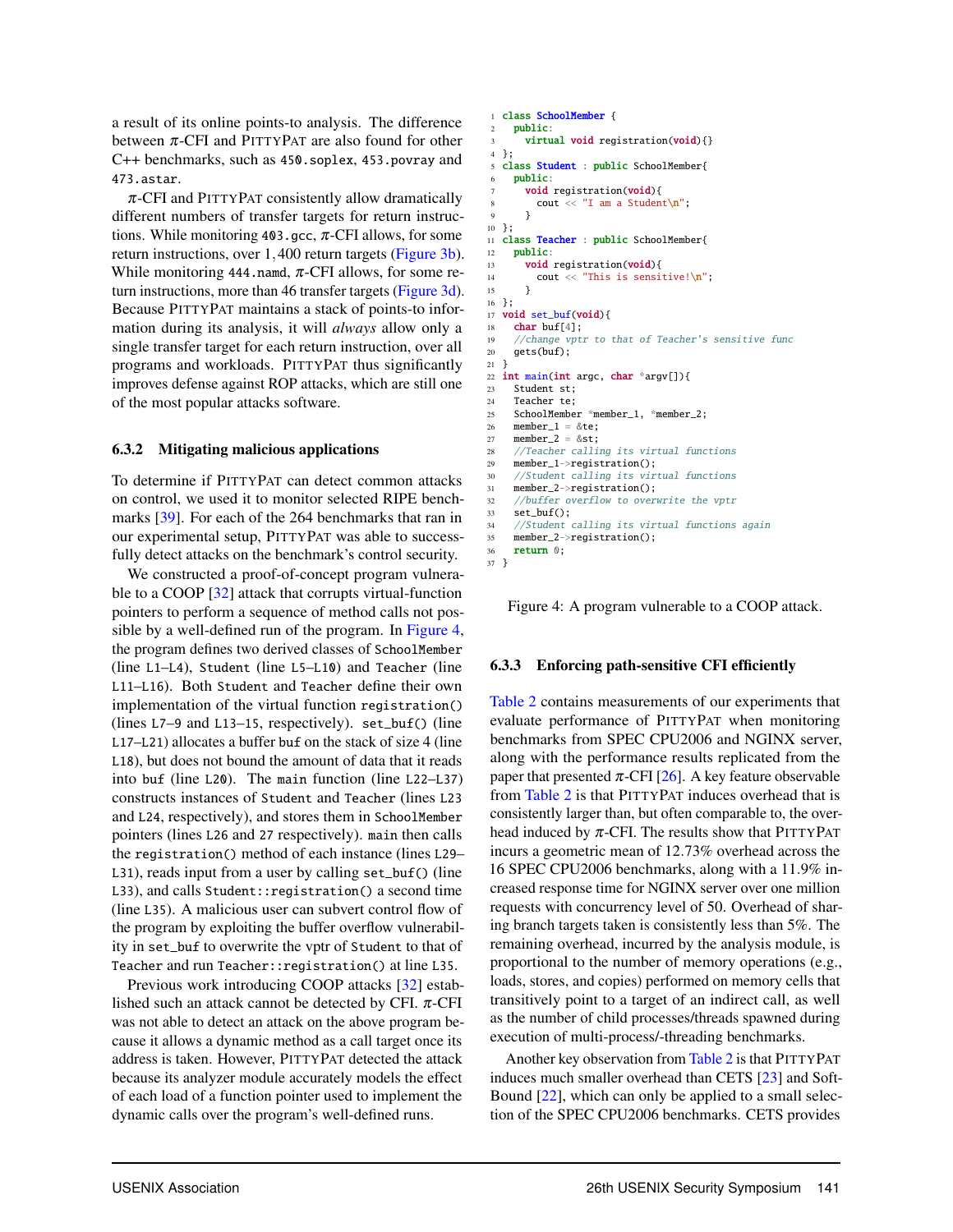a result of its online points-to analysis. The difference between $\pi$-CFI and PITTYPAT are also found for other C++ benchmarks, such as 450.soplex, 453.povray and 473.astar.

$\pi$-CFI and PITTYPAT consistently allow dramatically different numbers of transfer targets for return instructions. While monitoring 403.gcc, $\pi$-CFI allows, for some return instructions, over 1,400 return targets (Figure 3b). While monitoring 444.namd, $\pi$-CFI allows, for some return instructions, more than 46 transfer targets (Figure 3d). Because PITTYPAT maintains a stack of points-to information during its analysis, it will *always* allow only a single transfer target for each return instruction, over all programs and workloads. PITTYPAT thus significantly improves defense against ROP attacks, which are still one of the most popular attacks software.

### 6.3.2 Mitigating malicious applications

To determine if PITTYPAT can detect common attacks on control, we used it to monitor selected RIPE benchmarks [39]. For each of the 264 benchmarks that ran in our experimental setup, PITTYPAT was able to successfully detect attacks on the benchmark's control security.

We constructed a proof-of-concept program vulnerable to a COOP [32] attack that corrupts virtual-function pointers to perform a sequence of method calls not possible by a well-defined run of the program. In Figure 4, the program defines two derived classes of SchoolMember (line L1–L4), Student (line L5–L10) and Teacher (line L11–L16). Both Student and Teacher define their own implementation of the virtual function registration() (lines L7–9 and L13–15, respectively). set_buf() (line L17–L21) allocates a buffer buf on the stack of size 4 (line L18), but does not bound the amount of data that it reads into buf (line L20). The main function (line L22–L37) constructs instances of Student and Teacher (lines L23 and L24, respectively), and stores them in SchoolMember pointers (lines L26 and 27 respectively). main then calls the registration() method of each instance (lines L29–L31), reads input from a user by calling set_buf() (line L33), and calls Student::registration() a second time (line L35). A malicious user can subvert control flow of the program by exploiting the buffer overflow vulnerability in set_buf to overwrite the vptr of Student to that of Teacher and run Teacher::registration() at line L35.

Previous work introducing COOP attacks [32] established such an attack cannot be detected by CFI. $\pi$-CFI was not able to detect an attack on the above program because it allows a dynamic method as a call target once its address is taken. However, PITTYPAT detected the attack because its analyzer module accurately models the effect of each load of a function pointer used to implement the dynamic calls over the program's well-defined runs.

```
1  class SchoolMember {
2    public:
3      virtual void registration(void){}
4  };
5  class Student : public SchoolMember{
6    public:
7      void registration(void){
8        cout << "I am a Student\n";
9      }
10 };
11 class Teacher : public SchoolMember{
12   public:
13     void registration(void){
14       cout << "This is sensitive!\n";
15     }
16 };
17 void set_buf(void){
18   char buf[4];
19   //change vptr to that of Teacher's sensitive func
20   gets(buf);
21 }
22 int main(int argc, char *argv[]){
23   Student st;
24   Teacher te;
25   SchoolMember *member_1, *member_2;
26   member_1 = &te;
27   member_2 = &st;
28   //Teacher calling its virtual functions
29   member_1->registration();
30   //Student calling its virtual functions
31   member_2->registration();
32   //buffer overflow to overwrite the vptr
33   set_buf();
34   //Student calling its virtual functions again
35   member_2->registration();
36   return 0;
37 }
```

Figure 4: A program vulnerable to a COOP attack.

### 6.3.3 Enforcing path-sensitive CFI efficiently

Table 2 contains measurements of our experiments that evaluate performance of PITTYPAT when monitoring benchmarks from SPEC CPU2006 and NGINX server, along with the performance results replicated from the paper that presented $\pi$-CFI [26]. A key feature observable from Table 2 is that PITTYPAT induces overhead that is consistently larger than, but often comparable to, the overhead induced by $\pi$-CFI. The results show that PITTYPAT incurs a geometric mean of 12.73% overhead across the 16 SPEC CPU2006 benchmarks, along with a 11.9% increased response time for NGINX server over one million requests with concurrency level of 50. Overhead of sharing branch targets taken is consistently less than 5%. The remaining overhead, incurred by the analysis module, is proportional to the number of memory operations (e.g., loads, stores, and copies) performed on memory cells that transitively point to a target of an indirect call, as well as the number of child processes/threads spawned during execution of multi-process/-threading benchmarks.

Another key observation from Table 2 is that PITTYPAT induces much smaller overhead than CETS [23] and SoftBound [22], which can only be applied to a small selection of the SPEC CPU2006 benchmarks. CETS provides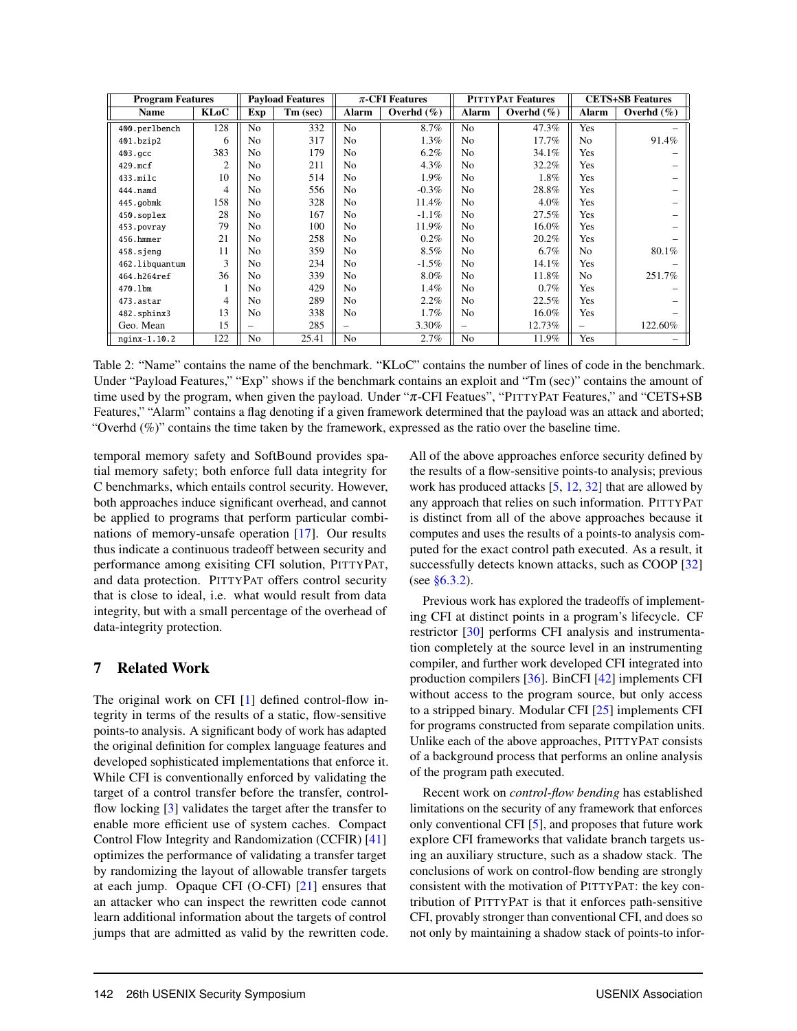| Program Features | | Payload Features | | $\pi$-CFI Features | | PITTYPAT Features | | CETS+SB Features | |
|---|---|---|---|---|---|---|---|---|---|
| Name | KLoC | Exp | Tm (sec) | Alarm | Overhd (%) | Alarm | Overhd (%) | Alarm | Overhd (%) |
| 400.perlbench | 128 | No | 332 | No | 8.7% | No | 47.3% | Yes | – |
| 401.bzip2 | 6 | No | 317 | No | 1.3% | No | 17.7% | No | 91.4% |
| 403.gcc | 383 | No | 179 | No | 6.2% | No | 34.1% | Yes | – |
| 429.mcf | 2 | No | 211 | No | 4.3% | No | 32.2% | Yes | – |
| 433.milc | 10 | No | 514 | No | 1.9% | No | 1.8% | Yes | – |
| 444.namd | 4 | No | 556 | No | -0.3% | No | 28.8% | Yes | – |
| 445.gobmk | 158 | No | 328 | No | 11.4% | No | 4.0% | Yes | – |
| 450.soplex | 28 | No | 167 | No | -1.1% | No | 27.5% | Yes | – |
| 453.povray | 79 | No | 100 | No | 11.9% | No | 16.0% | Yes | – |
| 456.hmmer | 21 | No | 258 | No | 0.2% | No | 20.2% | Yes | – |
| 458.sjeng | 11 | No | 359 | No | 8.5% | No | 6.7% | No | 80.1% |
| 462.libquantum | 3 | No | 234 | No | -1.5% | No | 14.1% | Yes | – |
| 464.h264ref | 36 | No | 339 | No | 8.0% | No | 11.8% | No | 251.7% |
| 470.lbm | 1 | No | 429 | No | 1.4% | No | 0.7% | Yes | – |
| 473.astar | 4 | No | 289 | No | 2.2% | No | 22.5% | Yes | – |
| 482.sphinx3 | 13 | No | 338 | No | 1.7% | No | 16.0% | Yes | – |
| Geo. Mean | 15 | – | 285 | – | 3.30% | – | 12.73% | – | 122.60% |
| nginx-1.10.2 | 122 | No | 25.41 | No | 2.7% | No | 11.9% | Yes | – |

Table 2: "Name" contains the name of the benchmark. "KLoC" contains the number of lines of code in the benchmark. Under "Payload Features," "Exp" shows if the benchmark contains an exploit and "Tm (sec)" contains the amount of time used by the program, when given the payload. Under "$\pi$-CFI Featues", "PITTYPAT Features," and "CETS+SB Features," "Alarm" contains a flag denoting if a given framework determined that the payload was an attack and aborted; "Overhd (%)" contains the time taken by the framework, expressed as the ratio over the baseline time.

temporal memory safety and SoftBound provides spatial memory safety; both enforce full data integrity for C benchmarks, which entails control security. However, both approaches induce significant overhead, and cannot be applied to programs that perform particular combinations of memory-unsafe operation [17]. Our results thus indicate a continuous tradeoff between security and performance among exisiting CFI solution, PITTYPAT, and data protection. PITTYPAT offers control security that is close to ideal, i.e. what would result from data integrity, but with a small percentage of the overhead of data-integrity protection.

## 7 Related Work

The original work on CFI [1] defined control-flow integrity in terms of the results of a static, flow-sensitive points-to analysis. A significant body of work has adapted the original definition for complex language features and developed sophisticated implementations that enforce it. While CFI is conventionally enforced by validating the target of a control transfer before the transfer, control-flow locking [3] validates the target after the transfer to enable more efficient use of system caches. Compact Control Flow Integrity and Randomization (CCFIR) [41] optimizes the performance of validating a transfer target by randomizing the layout of allowable transfer targets at each jump. Opaque CFI (O-CFI) [21] ensures that an attacker who can inspect the rewritten code cannot learn additional information about the targets of control jumps that are admitted as valid by the rewritten code.

All of the above approaches enforce security defined by the results of a flow-sensitive points-to analysis; previous work has produced attacks [5, 12, 32] that are allowed by any approach that relies on such information. PITTYPAT is distinct from all of the above approaches because it computes and uses the results of a points-to analysis computed for the exact control path executed. As a result, it successfully detects known attacks, such as COOP [32] (see §6.3.2).

Previous work has explored the tradeoffs of implementing CFI at distinct points in a program's lifecycle. CF restrictor [30] performs CFI analysis and instrumentation completely at the source level in an instrumenting compiler, and further work developed CFI integrated into production compilers [36]. BinCFI [42] implements CFI without access to the program source, but only access to a stripped binary. Modular CFI [25] implements CFI for programs constructed from separate compilation units. Unlike each of the above approaches, PITTYPAT consists of a background process that performs an online analysis of the program path executed.

Recent work on *control-flow bending* has established limitations on the security of any framework that enforces only conventional CFI [5], and proposes that future work explore CFI frameworks that validate branch targets using an auxiliary structure, such as a shadow stack. The conclusions of work on control-flow bending are strongly consistent with the motivation of PITTYPAT: the key contribution of PITTYPAT is that it enforces path-sensitive CFI, provably stronger than conventional CFI, and does so not only by maintaining a shadow stack of points-to infor-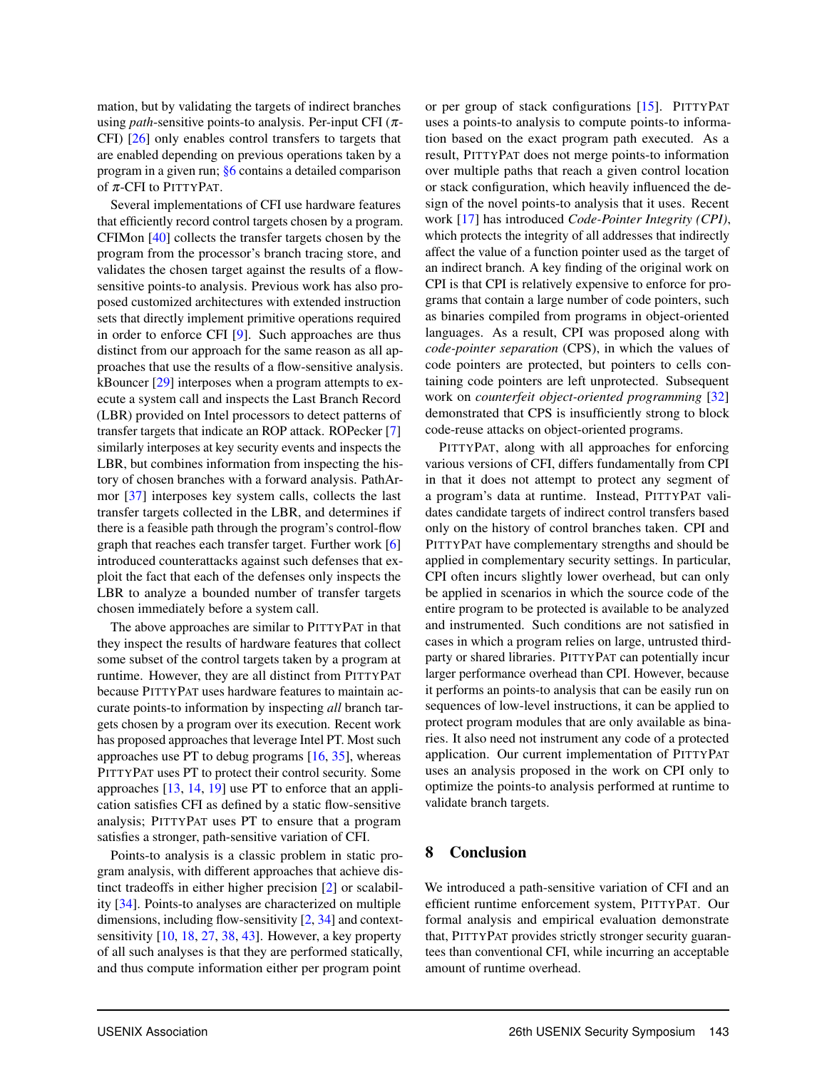mation, but by validating the targets of indirect branches using *path*-sensitive points-to analysis. Per-input CFI ($\pi$-CFI) [26] only enables control transfers to targets that are enabled depending on previous operations taken by a program in a given run; §6 contains a detailed comparison of $\pi$-CFI to PITTYPAT.

Several implementations of CFI use hardware features that efficiently record control targets chosen by a program. CFIMon [40] collects the transfer targets chosen by the program from the processor's branch tracing store, and validates the chosen target against the results of a flow-sensitive points-to analysis. Previous work has also proposed customized architectures with extended instruction sets that directly implement primitive operations required in order to enforce CFI [9]. Such approaches are thus distinct from our approach for the same reason as all approaches that use the results of a flow-sensitive analysis. kBouncer [29] interposes when a program attempts to execute a system call and inspects the Last Branch Record (LBR) provided on Intel processors to detect patterns of transfer targets that indicate an ROP attack. ROPecker [7] similarly interposes at key security events and inspects the LBR, but combines information from inspecting the history of chosen branches with a forward analysis. PathArmor [37] interposes key system calls, collects the last transfer targets collected in the LBR, and determines if there is a feasible path through the program's control-flow graph that reaches each transfer target. Further work [6] introduced counterattacks against such defenses that exploit the fact that each of the defenses only inspects the LBR to analyze a bounded number of transfer targets chosen immediately before a system call.

The above approaches are similar to PITTYPAT in that they inspect the results of hardware features that collect some subset of the control targets taken by a program at runtime. However, they are all distinct from PITTYPAT because PITTYPAT uses hardware features to maintain accurate points-to information by inspecting *all* branch targets chosen by a program over its execution. Recent work has proposed approaches that leverage Intel PT. Most such approaches use PT to debug programs [16, 35], whereas PITTYPAT uses PT to protect their control security. Some approaches [13, 14, 19] use PT to enforce that an application satisfies CFI as defined by a static flow-sensitive analysis; PITTYPAT uses PT to ensure that a program satisfies a stronger, path-sensitive variation of CFI.

Points-to analysis is a classic problem in static program analysis, with different approaches that achieve distinct tradeoffs in either higher precision [2] or scalability [34]. Points-to analyses are characterized on multiple dimensions, including flow-sensitivity [2, 34] and context-sensitivity [10, 18, 27, 38, 43]. However, a key property of all such analyses is that they are performed statically, and thus compute information either per program point or per group of stack configurations [15]. PITTYPAT uses a points-to analysis to compute points-to information based on the exact program path executed. As a result, PITTYPAT does not merge points-to information over multiple paths that reach a given control location or stack configuration, which heavily influenced the design of the novel points-to analysis that it uses. Recent work [17] has introduced *Code-Pointer Integrity (CPI)*, which protects the integrity of all addresses that indirectly affect the value of a function pointer used as the target of an indirect branch. A key finding of the original work on CPI is that CPI is relatively expensive to enforce for programs that contain a large number of code pointers, such as binaries compiled from programs in object-oriented languages. As a result, CPI was proposed along with *code-pointer separation* (CPS), in which the values of code pointers are protected, but pointers to cells containing code pointers are left unprotected. Subsequent work on *counterfeit object-oriented programming* [32] demonstrated that CPS is insufficiently strong to block code-reuse attacks on object-oriented programs.

PITTYPAT, along with all approaches for enforcing various versions of CFI, differs fundamentally from CPI in that it does not attempt to protect any segment of a program's data at runtime. Instead, PITTYPAT validates candidate targets of indirect control transfers based only on the history of control branches taken. CPI and PITTYPAT have complementary strengths and should be applied in complementary security settings. In particular, CPI often incurs slightly lower overhead, but can only be applied in scenarios in which the source code of the entire program to be protected is available to be analyzed and instrumented. Such conditions are not satisfied in cases in which a program relies on large, untrusted third-party or shared libraries. PITTYPAT can potentially incur larger performance overhead than CPI. However, because it performs an points-to analysis that can be easily run on sequences of low-level instructions, it can be applied to protect program modules that are only available as binaries. It also need not instrument any code of a protected application. Our current implementation of PITTYPAT uses an analysis proposed in the work on CPI only to optimize the points-to analysis performed at runtime to validate branch targets.

## 8 Conclusion

We introduced a path-sensitive variation of CFI and an efficient runtime enforcement system, PITTYPAT. Our formal analysis and empirical evaluation demonstrate that, PITTYPAT provides strictly stronger security guarantees than conventional CFI, while incurring an acceptable amount of runtime overhead.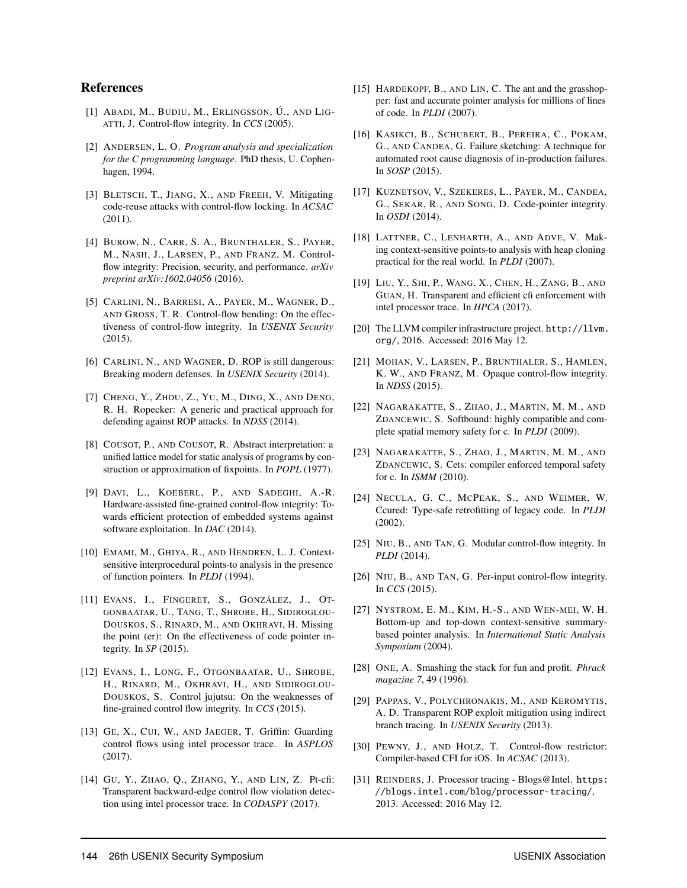## References

[1] Abadi, M., Budiu, M., Erlingsson, Ú., and Ligatti, J. Control-flow integrity. In *CCS* (2005).

[2] Andersen, L. O. *Program analysis and specialization for the C programming language*. PhD thesis, U. Cophenhagen, 1994.

[3] Bletsch, T., Jiang, X., and Freeh, V. Mitigating code-reuse attacks with control-flow locking. In *ACSAC* (2011).

[4] Burow, N., Carr, S. A., Brunthaler, S., Payer, M., Nash, J., Larsen, P., and Franz, M. Control-flow integrity: Precision, security, and performance. *arXiv preprint arXiv:1602.04056* (2016).

[5] Carlini, N., Barresi, A., Payer, M., Wagner, D., and Gross, T. R. Control-flow bending: On the effectiveness of control-flow integrity. In *USENIX Security* (2015).

[6] Carlini, N., and Wagner, D. ROP is still dangerous: Breaking modern defenses. In *USENIX Security* (2014).

[7] Cheng, Y., Zhou, Z., Yu, M., Ding, X., and Deng, R. H. Ropecker: A generic and practical approach for defending against ROP attacks. In *NDSS* (2014).

[8] Cousot, P., and Cousot, R. Abstract interpretation: a unified lattice model for static analysis of programs by construction or approximation of fixpoints. In *POPL* (1977).

[9] Davi, L., Koeberl, P., and Sadeghi, A.-R. Hardware-assisted fine-grained control-flow integrity: Towards efficient protection of embedded systems against software exploitation. In *DAC* (2014).

[10] Emami, M., Ghiya, R., and Hendren, L. J. Context-sensitive interprocedural points-to analysis in the presence of function pointers. In *PLDI* (1994).

[11] Evans, I., Fingeret, S., González, J., Otgonbaatar, U., Tang, T., Shrobe, H., Sidiroglou-Douskos, S., Rinard, M., and Okhravi, H. Missing the point (er): On the effectiveness of code pointer integrity. In *SP* (2015).

[12] Evans, I., Long, F., Otgonbaatar, U., Shrobe, H., Rinard, M., Okhravi, H., and Sidiroglou-Douskos, S. Control jujutsu: On the weaknesses of fine-grained control flow integrity. In *CCS* (2015).

[13] Ge, X., Cui, W., and Jaeger, T. Griffin: Guarding control flows using intel processor trace. In *ASPLOS* (2017).

[14] Gu, Y., Zhao, Q., Zhang, Y., and Lin, Z. Pt-cfi: Transparent backward-edge control flow violation detection using intel processor trace. In *CODASPY* (2017).

[15] Hardekopf, B., and Lin, C. The ant and the grasshopper: fast and accurate pointer analysis for millions of lines of code. In *PLDI* (2007).

[16] Kasikci, B., Schubert, B., Pereira, C., Pokam, G., and Candea, G. Failure sketching: A technique for automated root cause diagnosis of in-production failures. In *SOSP* (2015).

[17] Kuznetsov, V., Szekeres, L., Payer, M., Candea, G., Sekar, R., and Song, D. Code-pointer integrity. In *OSDI* (2014).

[18] Lattner, C., Lenharth, A., and Adve, V. Making context-sensitive points-to analysis with heap cloning practical for the real world. In *PLDI* (2007).

[19] Liu, Y., Shi, P., Wang, X., Chen, H., Zang, B., and Guan, H. Transparent and efficient cfi enforcement with intel processor trace. In *HPCA* (2017).

[20] The LLVM compiler infrastructure project. `http://llvm.org/`, 2016. Accessed: 2016 May 12.

[21] Mohan, V., Larsen, P., Brunthaler, S., Hamlen, K. W., and Franz, M. Opaque control-flow integrity. In *NDSS* (2015).

[22] Nagarakatte, S., Zhao, J., Martin, M. M., and Zdancewic, S. Softbound: highly compatible and complete spatial memory safety for c. In *PLDI* (2009).

[23] Nagarakatte, S., Zhao, J., Martin, M. M., and Zdancewic, S. Cets: compiler enforced temporal safety for c. In *ISMM* (2010).

[24] Necula, G. C., McPeak, S., and Weimer, W. Ccured: Type-safe retrofitting of legacy code. In *PLDI* (2002).

[25] Niu, B., and Tan, G. Modular control-flow integrity. In *PLDI* (2014).

[26] Niu, B., and Tan, G. Per-input control-flow integrity. In *CCS* (2015).

[27] Nystrom, E. M., Kim, H.-S., and Wen-mei, W. H. Bottom-up and top-down context-sensitive summary-based pointer analysis. In *International Static Analysis Symposium* (2004).

[28] One, A. Smashing the stack for fun and profit. *Phrack magazine 7*, 49 (1996).

[29] Pappas, V., Polychronakis, M., and Keromytis, A. D. Transparent ROP exploit mitigation using indirect branch tracing. In *USENIX Security* (2013).

[30] Pewny, J., and Holz, T. Control-flow restrictor: Compiler-based CFI for iOS. In *ACSAC* (2013).

[31] Reinders, J. Processor tracing - Blogs@Intel. `https://blogs.intel.com/blog/processor-tracing/`, 2013. Accessed: 2016 May 12.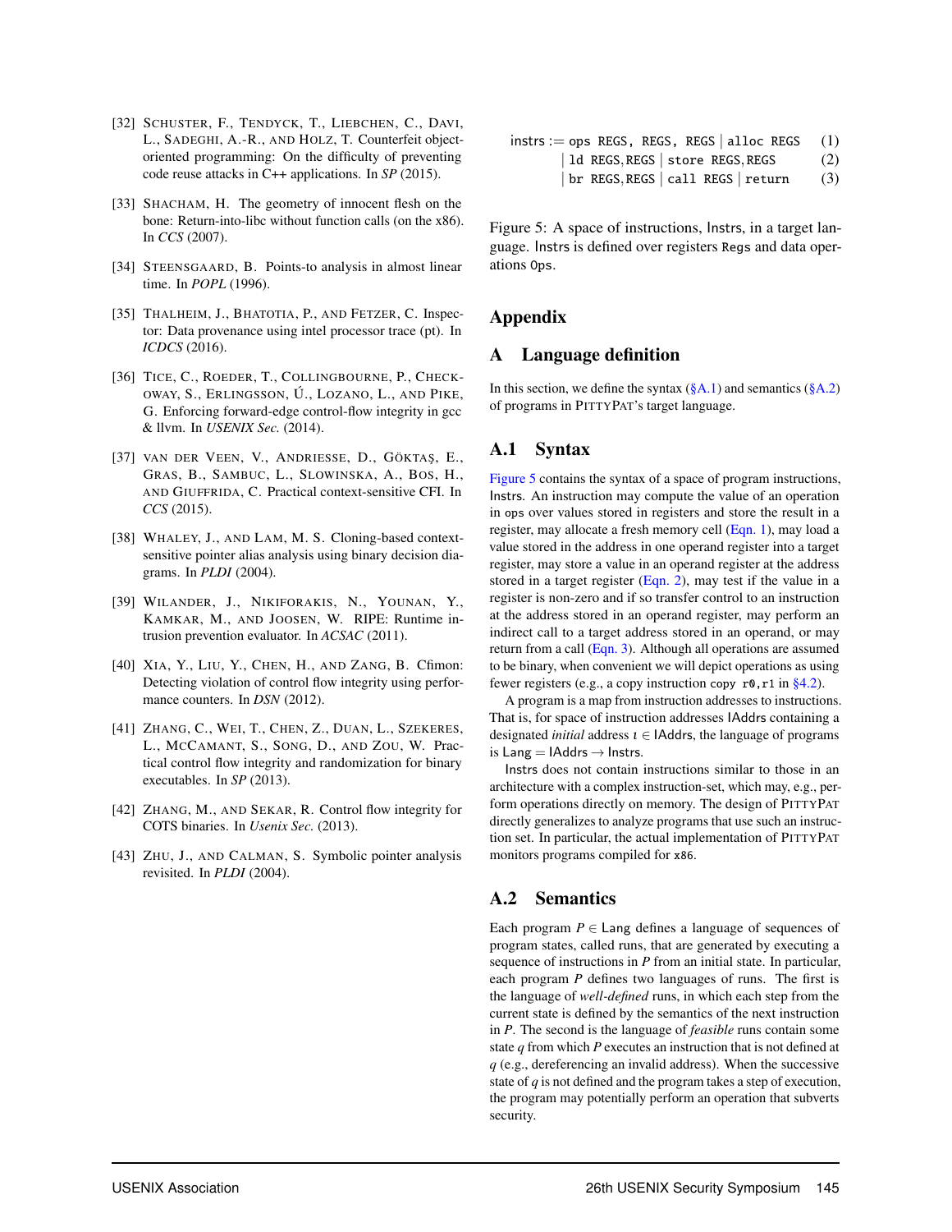[32] Schuster, F., Tendyck, T., Liebchen, C., Davi, L., Sadeghi, A.-R., and Holz, T. Counterfeit object-oriented programming: On the difficulty of preventing code reuse attacks in C++ applications. In *SP* (2015).

[33] Shacham, H. The geometry of innocent flesh on the bone: Return-into-libc without function calls (on the x86). In *CCS* (2007).

[34] Steensgaard, B. Points-to analysis in almost linear time. In *POPL* (1996).

[35] Thalheim, J., Bhatotia, P., and Fetzer, C. Inspector: Data provenance using intel processor trace (pt). In *ICDCS* (2016).

[36] Tice, C., Roeder, T., Collingbourne, P., Checkoway, S., Erlingsson, Ú., Lozano, L., and Pike, G. Enforcing forward-edge control-flow integrity in gcc & llvm. In *USENIX Sec.* (2014).

[37] van der Veen, V., Andriesse, D., Göktaş, E., Gras, B., Sambuc, L., Slowinska, A., Bos, H., and Giuffrida, C. Practical context-sensitive CFI. In *CCS* (2015).

[38] Whaley, J., and Lam, M. S. Cloning-based context-sensitive pointer alias analysis using binary decision diagrams. In *PLDI* (2004).

[39] Wilander, J., Nikiforakis, N., Younan, Y., Kamkar, M., and Joosen, W. RIPE: Runtime intrusion prevention evaluator. In *ACSAC* (2011).

[40] Xia, Y., Liu, Y., Chen, H., and Zang, B. Cfimon: Detecting violation of control flow integrity using performance counters. In *DSN* (2012).

[41] Zhang, C., Wei, T., Chen, Z., Duan, L., Szekeres, L., McCamant, S., Song, D., and Zou, W. Practical control flow integrity and randomization for binary executables. In *SP* (2013).

[42] Zhang, M., and Sekar, R. Control flow integrity for COTS binaries. In *Usenix Sec.* (2013).

[43] Zhu, J., and Calman, S. Symbolic pointer analysis revisited. In *PLDI* (2004).

$$
\begin{aligned}
\mathsf{instrs} := \;& \texttt{ops REGS, REGS, REGS} \mid \texttt{alloc REGS} && (1)\\
\mid\;& \texttt{ld REGS,REGS} \mid \texttt{store REGS,REGS} && (2)\\
\mid\;& \texttt{br REGS,REGS} \mid \texttt{call REGS} \mid \texttt{return} && (3)
\end{aligned}
$$

Figure 5: A space of instructions, Instrs, in a target language. Instrs is defined over registers `Regs` and data operations `Ops`.

# Appendix

## A Language definition

In this section, we define the syntax (§A.1) and semantics (§A.2) of programs in PittyPat's target language.

### A.1 Syntax

Figure 5 contains the syntax of a space of program instructions, Instrs. An instruction may compute the value of an operation in `ops` over values stored in registers and store the result in a register, may allocate a fresh memory cell (Eqn. 1), may load a value stored in the address in one operand register into a target register, may store a value in an operand register at the address stored in a target register (Eqn. 2), may test if the value in a register is non-zero and if so transfer control to an instruction at the address stored in an operand register, may perform an indirect call to a target address stored in an operand, or may return from a call (Eqn. 3). Although all operations are assumed to be binary, when convenient we will depict operations as using fewer registers (e.g., a copy instruction `copy r0,r1` in §4.2).

A program is a map from instruction addresses to instructions. That is, for space of instruction addresses IAddrs containing a designated *initial* address $\iota \in \mathsf{IAddrs}$, the language of programs is $\mathsf{Lang} = \mathsf{IAddrs} \to \mathsf{Instrs}$.

Instrs does not contain instructions similar to those in an architecture with a complex instruction-set, which may, e.g., perform operations directly on memory. The design of PittyPat directly generalizes to analyze programs that use such an instruction set. In particular, the actual implementation of PittyPat monitors programs compiled for `x86`.

### A.2 Semantics

Each program $P \in \mathsf{Lang}$ defines a language of sequences of program states, called runs, that are generated by executing a sequence of instructions in $P$ from an initial state. In particular, each program $P$ defines two languages of runs. The first is the language of *well-defined* runs, in which each step from the current state is defined by the semantics of the next instruction in $P$. The second is the language of *feasible* runs contain some state $q$ from which $P$ executes an instruction that is not defined at $q$ (e.g., dereferencing an invalid address). When the successive state of $q$ is not defined and the program takes a step of execution, the program may potentially perform an operation that subverts security.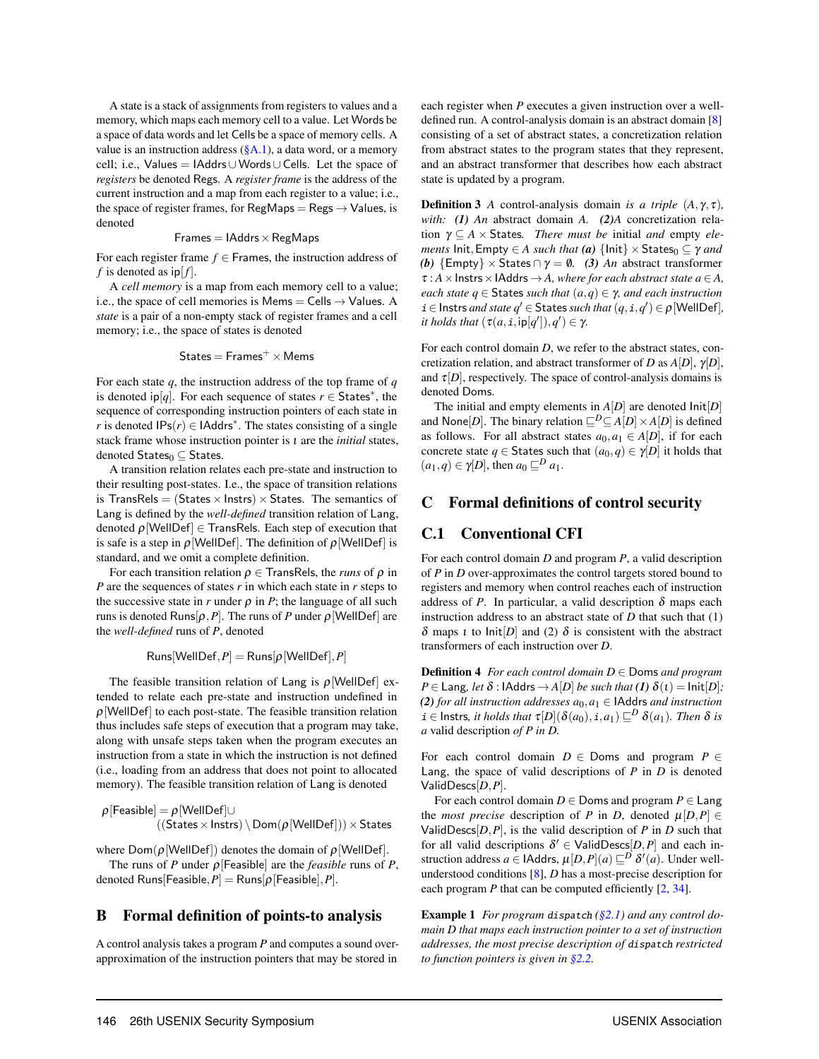A state is a stack of assignments from registers to values and a memory, which maps each memory cell to a value. Let $\mathsf{Words}$ be a space of data words and let $\mathsf{Cells}$ be a space of memory cells. A value is an instruction address (§A.1), a data word, or a memory cell; i.e., $\mathsf{Values} = \mathsf{IAddrs} \cup \mathsf{Words} \cup \mathsf{Cells}$. Let the space of *registers* be denoted $\mathsf{Regs}$. A *register frame* is the address of the current instruction and a map from each register to a value; i.e., the space of register frames, for $\mathsf{RegMaps} = \mathsf{Regs} \to \mathsf{Values}$, is denoted

$$\mathsf{Frames} = \mathsf{IAddrs} \times \mathsf{RegMaps}$$

For each register frame $f \in \mathsf{Frames}$, the instruction address of $f$ is denoted as $\mathsf{ip}[f]$.

A *cell memory* is a map from each memory cell to a value; i.e., the space of cell memories is $\mathsf{Mems} = \mathsf{Cells} \to \mathsf{Values}$. A *state* is a pair of a non-empty stack of register frames and a cell memory; i.e., the space of states is denoted

$$\mathsf{States} = \mathsf{Frames}^{+} \times \mathsf{Mems}$$

For each state $q$, the instruction address of the top frame of $q$ is denoted $\mathsf{ip}[q]$. For each sequence of states $r \in \mathsf{States}^*$, the sequence of corresponding instruction pointers of each state in $r$ is denoted $\mathsf{IPs}(r) \in \mathsf{IAddrs}^*$. The states consisting of a single stack frame whose instruction pointer is $\iota$ are the *initial* states, denoted $\mathsf{States}_0 \subseteq \mathsf{States}$.

A transition relation relates each pre-state and instruction to their resulting post-states. I.e., the space of transition relations is $\mathsf{TransRels} = (\mathsf{States} \times \mathsf{Instrs}) \times \mathsf{States}$. The semantics of $\mathsf{Lang}$ is defined by the *well-defined* transition relation of $\mathsf{Lang}$, denoted $\rho[\mathsf{WellDef}] \in \mathsf{TransRels}$. Each step of execution that is safe is a step in $\rho[\mathsf{WellDef}]$. The definition of $\rho[\mathsf{WellDef}]$ is standard, and we omit a complete definition.

For each transition relation $\rho \in \mathsf{TransRels}$, the *runs* of $\rho$ in $P$ are the sequences of states $r$ in which each state in $r$ steps to the successive state in $r$ under $\rho$ in $P$; the language of all such runs is denoted $\mathsf{Runs}[\rho, P]$. The runs of $P$ under $\rho[\mathsf{WellDef}]$ are the *well-defined* runs of $P$, denoted

$$\mathsf{Runs}[\mathsf{WellDef}, P] = \mathsf{Runs}[\rho[\mathsf{WellDef}], P]$$

The feasible transition relation of $\mathsf{Lang}$ is $\rho[\mathsf{WellDef}]$ extended to relate each pre-state and instruction undefined in $\rho[\mathsf{WellDef}]$ to each post-state. The feasible transition relation thus includes safe steps of execution that a program may take, along with unsafe steps taken when the program executes an instruction from a state in which the instruction is not defined (i.e., loading from an address that does not point to allocated memory). The feasible transition relation of $\mathsf{Lang}$ is denoted

$$\rho[\mathsf{Feasible}] = \rho[\mathsf{WellDef}] \cup ((\mathsf{States} \times \mathsf{Instrs}) \setminus \mathsf{Dom}(\rho[\mathsf{WellDef}])) \times \mathsf{States}$$

where $\mathsf{Dom}(\rho[\mathsf{WellDef}])$ denotes the domain of $\rho[\mathsf{WellDef}]$.

The runs of $P$ under $\rho[\mathsf{Feasible}]$ are the *feasible* runs of $P$, denoted $\mathsf{Runs}[\mathsf{Feasible}, P] = \mathsf{Runs}[\rho[\mathsf{Feasible}], P]$.

# B Formal definition of points-to analysis

A control analysis takes a program $P$ and computes a sound over-approximation of the instruction pointers that may be stored in each register when $P$ executes a given instruction over a well-defined run. A control-analysis domain is an abstract domain [8] consisting of a set of abstract states, a concretization relation from abstract states to the program states that they represent, and an abstract transformer that describes how each abstract state is updated by a program.

**Definition 3** *A* control-analysis domain *is a triple* $(A, \gamma, \tau)$, *with:* ***(1)*** *An* abstract domain $A$. ***(2)*** *A* concretization relation $\gamma \subseteq A \times \mathsf{States}$. *There must be* initial *and* empty *elements* $\mathsf{Init}, \mathsf{Empty} \in A$ *such that* ***(a)*** $\{\mathsf{Init}\} \times \mathsf{States}_0 \subseteq \gamma$ *and* ***(b)*** $\{\mathsf{Empty}\} \times \mathsf{States} \cap \gamma = \emptyset$. ***(3)*** *An* abstract transformer $\tau : A \times \mathsf{Instrs} \times \mathsf{IAddrs} \to A$, *where for each abstract state* $a \in A$, *each state* $q \in \mathsf{States}$ *such that* $(a, q) \in \gamma$, *and each instruction* $i \in \mathsf{Instrs}$ *and state* $q' \in \mathsf{States}$ *such that* $(q, i, q') \in \rho[\mathsf{WellDef}]$, *it holds that* $(\tau(a, i, \mathsf{ip}[q']), q') \in \gamma$.

For each control domain $D$, we refer to the abstract states, concretization relation, and abstract transformer of $D$ as $A[D]$, $\gamma[D]$, and $\tau[D]$, respectively. The space of control-analysis domains is denoted $\mathsf{Doms}$.

The initial and empty elements in $A[D]$ are denoted $\mathsf{Init}[D]$ and $\mathsf{None}[D]$. The binary relation $\sqsubseteq^D \subseteq A[D] \times A[D]$ is defined as follows. For all abstract states $a_0, a_1 \in A[D]$, if for each concrete state $q \in \mathsf{States}$ such that $(a_0, q) \in \gamma[D]$ it holds that $(a_1, q) \in \gamma[D]$, then $a_0 \sqsubseteq^D a_1$.

# C Formal definitions of control security

## C.1 Conventional CFI

For each control domain $D$ and program $P$, a valid description of $P$ in $D$ over-approximates the control targets stored bound to registers and memory when control reaches each of instruction address of $P$. In particular, a valid description $\delta$ maps each instruction address to an abstract state of $D$ that such that (1) $\delta$ maps $\iota$ to $\mathsf{Init}[D]$ and (2) $\delta$ is consistent with the abstract transformers of each instruction over $D$.

**Definition 4** *For each control domain* $D \in \mathsf{Doms}$ *and program* $P \in \mathsf{Lang}$, *let* $\delta : \mathsf{IAddrs} \to A[D]$ *be such that* ***(1)*** $\delta(\iota) = \mathsf{Init}[D]$; ***(2)*** *for all instruction addresses* $a_0, a_1 \in \mathsf{IAddrs}$ *and instruction* $i \in \mathsf{Instrs}$, *it holds that* $\tau[D](\delta(a_0), i, a_1) \sqsubseteq^D \delta(a_1)$. *Then* $\delta$ *is a* valid description *of* $P$ *in* $D$.

For each control domain $D \in \mathsf{Doms}$ and program $P \in \mathsf{Lang}$, the space of valid descriptions of $P$ in $D$ is denoted $\mathsf{ValidDescs}[D, P]$.

For each control domain $D \in \mathsf{Doms}$ and program $P \in \mathsf{Lang}$ the *most precise* description of $P$ in $D$, denoted $\mu[D, P] \in \mathsf{ValidDescs}[D, P]$, is the valid description of $P$ in $D$ such that for all valid descriptions $\delta' \in \mathsf{ValidDescs}[D, P]$ and each instruction address $a \in \mathsf{IAddrs}$, $\mu[D, P](a) \sqsubseteq^D \delta'(a)$. Under well-understood conditions [8], $D$ has a most-precise description for each program $P$ that can be computed efficiently [2, 34].

**Example 1** *For program* `dispatch` *(§2.1) and any control domain* $D$ *that maps each instruction pointer to a set of instruction addresses, the most precise description of* `dispatch` *restricted to function pointers is given in §2.2.*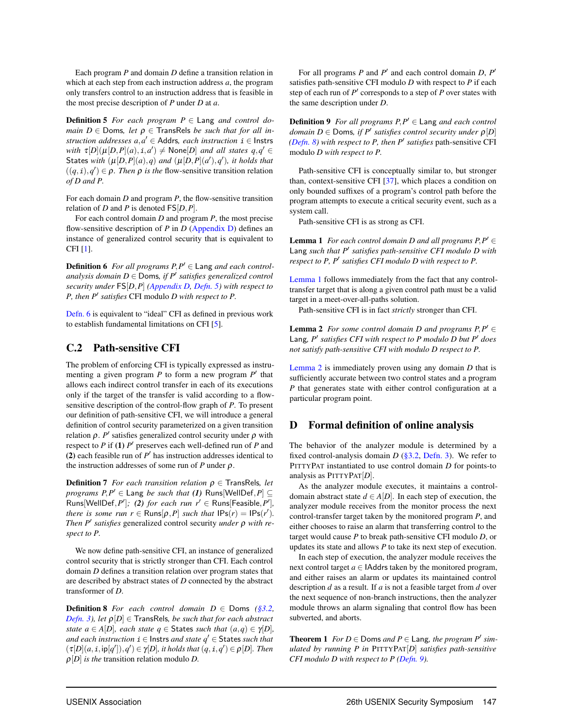Each program $P$ and domain $D$ define a transition relation in which at each step from each instruction address $a$, the program only transfers control to an instruction address that is feasible in the most precise description of $P$ under $D$ at $a$.

**Definition 5** *For each program $P \in \mathsf{Lang}$ and control domain $D \in \mathsf{Doms}$, let $\rho \in \mathsf{TransRels}$ be such that for all instruction addresses $a, a' \in \mathsf{Addrs}$, each instruction $\mathtt{i} \in \mathsf{Instrs}$ with $\tau[D](\mu[D,P](a), \mathtt{i}, a') \neq \mathsf{None}[D]$ and all states $q, q' \in \mathsf{States}$ with $(\mu[D,P](a), q)$ and $(\mu[D,P](a'), q')$, it holds that $((q, \mathtt{i}), q') \in \rho$. Then $\rho$ is the* flow-sensitive transition relation *of $D$ and $P$.*

For each domain $D$ and program $P$, the flow-sensitive transition relation of $D$ and $P$ is denoted $\mathsf{FS}[D,P]$.

For each control domain $D$ and program $P$, the most precise flow-sensitive description of $P$ in $D$ (Appendix D) defines an instance of generalized control security that is equivalent to CFI [1].

**Definition 6** *For all programs $P, P' \in \mathsf{Lang}$ and each control-analysis domain $D \in \mathsf{Doms}$, if $P'$ satisfies generalized control security under $\mathsf{FS}[D,P]$ (Appendix D, Defn. 5) with respect to $P$, then $P'$ satisfies* CFI modulo $D$ *with respect to $P$.*

Defn. 6 is equivalent to "ideal" CFI as defined in previous work to establish fundamental limitations on CFI [5].

## C.2 Path-sensitive CFI

The problem of enforcing CFI is typically expressed as instrumenting a given program $P$ to form a new program $P'$ that allows each indirect control transfer in each of its executions only if the target of the transfer is valid according to a flow-sensitive description of the control-flow graph of $P$. To present our definition of path-sensitive CFI, we will introduce a general definition of control security parameterized on a given transition relation $\rho$. $P'$ satisfies generalized control security under $\rho$ with respect to $P$ if **(1)** $P'$ preserves each well-defined run of $P$ and **(2)** each feasible run of $P'$ has instruction addresses identical to the instruction addresses of some run of $P$ under $\rho$.

**Definition 7** *For each transition relation $\rho \in \mathsf{TransRels}$, let programs $P, P' \in \mathsf{Lang}$ be such that **(1)** $\mathsf{Runs}[\mathsf{WellDef}, P] \subseteq \mathsf{Runs}[\mathsf{WellDef}, P']$; **(2)** for each run $r' \in \mathsf{Runs}[\mathsf{Feasible}, P']$, there is some run $r \in \mathsf{Runs}[\rho, P]$ such that $\mathsf{IPs}(r) = \mathsf{IPs}(r')$. Then $P'$ satisfies* generalized control security *under $\rho$ with respect to $P$.*

We now define path-sensitive CFI, an instance of generalized control security that is strictly stronger than CFI. Each control domain $D$ defines a transition relation over program states that are described by abstract states of $D$ connected by the abstract transformer of $D$.

**Definition 8** *For each control domain $D \in \mathsf{Doms}$ (§3.2, Defn. 3), let $\rho[D] \in \mathsf{TransRels}$, be such that for each abstract state $a \in A[D]$, each state $q \in \mathsf{States}$ such that $(a, q) \in \gamma[D]$, and each instruction $\mathtt{i} \in \mathsf{Instrs}$ and state $q' \in \mathsf{States}$ such that $(\tau[D](a, \mathtt{i}, \mathsf{ip}[q']), q') \in \gamma[D]$, it holds that $(q, \mathtt{i}, q') \in \rho[D]$. Then $\rho[D]$ is the* transition relation modulo $D$.

For all programs $P$ and $P'$ and each control domain $D$, $P'$ satisfies path-sensitive CFI modulo $D$ with respect to $P$ if each step of each run of $P'$ corresponds to a step of $P$ over states with the same description under $D$.

**Definition 9** *For all programs $P, P' \in \mathsf{Lang}$ and each control domain $D \in \mathsf{Doms}$, if $P'$ satisfies control security under $\rho[D]$ (Defn. 8) with respect to $P$, then $P'$ satisfies* path-sensitive CFI modulo $D$ *with respect to $P$.*

Path-sensitive CFI is conceptually similar to, but stronger than, context-sensitive CFI [37], which places a condition on only bounded suffixes of a program's control path before the program attempts to execute a critical security event, such as a system call.

Path-sensitive CFI is as strong as CFI.

**Lemma 1** *For each control domain $D$ and all programs $P, P' \in \mathsf{Lang}$ such that $P'$ satisfies path-sensitive CFI modulo $D$ with respect to $P$, $P'$ satisfies CFI modulo $D$ with respect to $P$.*

Lemma 1 follows immediately from the fact that any control-transfer target that is along a given control path must be a valid target in a meet-over-all-paths solution.

Path-sensitive CFI is in fact *strictly* stronger than CFI.

**Lemma 2** *For some control domain $D$ and programs $P, P' \in \mathsf{Lang}$, $P'$ satisfies CFI with respect to $P$ modulo $D$ but $P'$ does not satisfy path-sensitive CFI with modulo $D$ respect to $P$.*

Lemma 2 is immediately proven using any domain $D$ that is sufficiently accurate between two control states and a program $P$ that generates state with either control configuration at a particular program point.

# D Formal definition of online analysis

The behavior of the analyzer module is determined by a fixed control-analysis domain $D$ (§3.2, Defn. 3). We refer to PittyPat instantiated to use control domain $D$ for points-to analysis as PittyPat[$D$].

As the analyzer module executes, it maintains a control-domain abstract state $d \in A[D]$. In each step of execution, the analyzer module receives from the monitor process the next control-transfer target taken by the monitored program $P$, and either chooses to raise an alarm that transferring control to the target would cause $P$ to break path-sensitive CFI modulo $D$, or updates its state and allows $P$ to take its next step of execution.

In each step of execution, the analyzer module receives the next control target $a \in \mathsf{IAddrs}$ taken by the monitored program, and either raises an alarm or updates its maintained control description $d$ as a result. If $a$ is not a feasible target from $d$ over the next sequence of non-branch instructions, then the analyzer module throws an alarm signaling that control flow has been subverted, and aborts.

**Theorem 1** *For $D \in \mathsf{Doms}$ and $P \in \mathsf{Lang}$, the program $P'$ simulated by running $P$ in PittyPat[$D$] satisfies path-sensitive CFI modulo $D$ with respect to $P$ (Defn. 9).*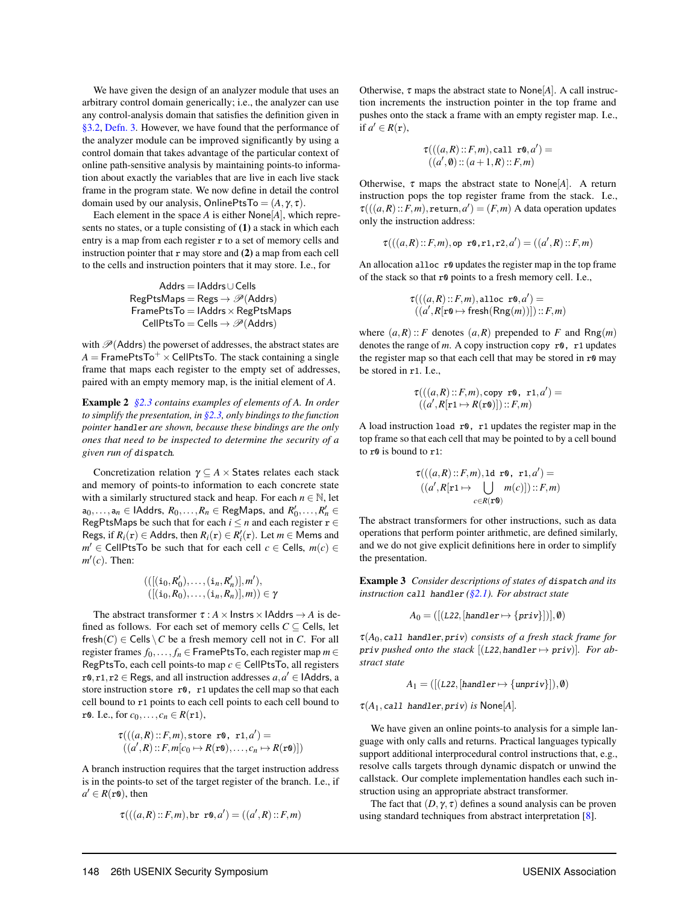We have given the design of an analyzer module that uses an arbitrary control domain generically; i.e., the analyzer can use any control-analysis domain that satisfies the definition given in §3.2, Defn. 3. However, we have found that the performance of the analyzer module can be improved significantly by using a control domain that takes advantage of the particular context of online path-sensitive analysis by maintaining points-to information about exactly the variables that are live in each live stack frame in the program state. We now define in detail the control domain used by our analysis, $\mathsf{OnlinePtsTo} = (A, \gamma, \tau)$.

Each element in the space $A$ is either $\mathsf{None}[A]$, which represents no states, or a tuple consisting of **(1)** a stack in which each entry is a map from each register `r` to a set of memory cells and instruction pointer that `r` may store and **(2)** a map from each cell to the cells and instruction pointers that it may store. I.e., for

$$
\begin{aligned}
\mathsf{Addrs} &= \mathsf{IAddrs} \cup \mathsf{Cells} \\
\mathsf{RegPtsMaps} &= \mathsf{Regs} \to \mathscr{P}(\mathsf{Addrs}) \\
\mathsf{FramePtsTo} &= \mathsf{IAddrs} \times \mathsf{RegPtsMaps} \\
\mathsf{CellPtsTo} &= \mathsf{Cells} \to \mathscr{P}(\mathsf{Addrs})
\end{aligned}
$$

with $\mathscr{P}(\mathsf{Addrs})$ the powerset of addresses, the abstract states are $A = \mathsf{FramePtsTo}^{+} \times \mathsf{CellPtsTo}$. The stack containing a single frame that maps each register to the empty set of addresses, paired with an empty memory map, is the initial element of $A$.

**Example 2** *§2.3 contains examples of elements of A. In order to simplify the presentation, in §2.3, only bindings to the function pointer* `handler` *are shown, because these bindings are the only ones that need to be inspected to determine the security of a given run of* `dispatch`*.*

Concretization relation $\gamma \subseteq A \times \mathsf{States}$ relates each stack and memory of points-to information to each concrete state with a similarly structured stack and heap. For each $n \in \mathbb{N}$, let $\mathtt{a}_0, \ldots, \mathtt{a}_n \in \mathsf{IAddrs}$, $R_0, \ldots, R_n \in \mathsf{RegMaps}$, and $R'_0, \ldots, R'_n \in \mathsf{RegPtsMaps}$ be such that for each $i \leq n$ and each register $\mathtt{r} \in \mathsf{Regs}$, if $R_i(\mathtt{r}) \in \mathsf{Addrs}$, then $R_i(\mathtt{r}) \in R'_i(\mathtt{r})$. Let $m \in \mathsf{Mems}$ and $m' \in \mathsf{CellPtsTo}$ be such that for each cell $c \in \mathsf{Cells}$, $m(c) \in m'(c)$. Then:

$$
\begin{aligned}
&(([(\mathtt{i}_0, R'_0), \ldots, (\mathtt{i}_n, R'_n)], m'), \\
&\ ([(\mathtt{i}_0, R_0), \ldots, (\mathtt{i}_n, R_n)], m)) \in \gamma
\end{aligned}
$$

The abstract transformer $\tau : A \times \mathsf{Instrs} \times \mathsf{IAddrs} \to A$ is defined as follows. For each set of memory cells $C \subseteq \mathsf{Cells}$, let $\mathsf{fresh}(C) \in \mathsf{Cells} \setminus C$ be a fresh memory cell not in $C$. For all register frames $f_0, \ldots, f_n \in \mathsf{FramePtsTo}$, each register map $m \in \mathsf{RegPtsTo}$, each cell points-to map $c \in \mathsf{CellPtsTo}$, all registers $\mathtt{r0}, \mathtt{r1}, \mathtt{r2} \in \mathsf{Regs}$, and all instruction addresses $a, a' \in \mathsf{IAddrs}$, a store instruction `store r0, r1` updates the cell map so that each cell bound to `r1` points to each cell points to each cell bound to `r0`. I.e., for $c_0, \ldots, c_n \in R(\mathtt{r1})$,

$$
\begin{aligned}
&\tau(((a,R) :: F, m), \mathtt{store\ r0,\ r1}, a') = \\
&\ ((a',R) :: F, m[c_0 \mapsto R(\mathtt{r0}), \ldots, c_n \mapsto R(\mathtt{r0})])
\end{aligned}
$$

A branch instruction requires that the target instruction address is in the points-to set of the target register of the branch. I.e., if $a' \in R(\mathtt{r0})$, then

$$
\tau(((a,R) :: F, m), \mathtt{br\ r0}, a') = ((a',R) :: F, m)
$$

Otherwise, $\tau$ maps the abstract state to $\mathsf{None}[A]$. A call instruction increments the instruction pointer in the top frame and pushes onto the stack a frame with an empty register map. I.e., if $a' \in R(\mathtt{r})$,

$$
\begin{aligned}
&\tau(((a,R) :: F, m), \mathtt{call\ r0}, a') = \\
&\ ((a', \emptyset) :: (a+1, R) :: F, m)
\end{aligned}
$$

Otherwise, $\tau$ maps the abstract state to $\mathsf{None}[A]$. A return instruction pops the top register frame from the stack. I.e., $\tau(((a,R) :: F, m), \mathtt{return}, a') = (F, m)$ A data operation updates only the instruction address:

$$
\tau(((a,R) :: F, m), \mathtt{op\ r0,r1,r2}, a') = ((a',R) :: F, m)
$$

An allocation `alloc r0` updates the register map in the top frame of the stack so that `r0` points to a fresh memory cell. I.e.,

$$
\begin{aligned}
&\tau(((a,R) :: F, m), \mathtt{alloc\ r0}, a') = \\
&\ ((a', R[\mathtt{r0} \mapsto \mathsf{fresh}(\mathsf{Rng}(m))]) :: F, m)
\end{aligned}
$$

where $(a,R) :: F$ denotes $(a,R)$ prepended to $F$ and $\mathsf{Rng}(m)$ denotes the range of $m$. A copy instruction `copy r0, r1` updates the register map so that each cell that may be stored in `r0` may be stored in `r1`. I.e.,

$$
\begin{aligned}
&\tau(((a,R) :: F, m), \mathtt{copy\ r0,\ r1}, a') = \\
&\ ((a', R[\mathtt{r1} \mapsto R(\mathtt{r0})]) :: F, m)
\end{aligned}
$$

A load instruction `load r0, r1` updates the register map in the top frame so that each cell that may be pointed to by a cell bound to `r0` is bound to `r1`:

$$
\begin{aligned}
&\tau(((a,R) :: F, m), \mathtt{ld\ r0,\ r1}, a') = \\
&\ ((a', R[\mathtt{r1} \mapsto \bigcup_{c \in R(\mathtt{r0})} m(c)]) :: F, m)
\end{aligned}
$$

The abstract transformers for other instructions, such as data operations that perform pointer arithmetic, are defined similarly, and we do not give explicit definitions here in order to simplify the presentation.

**Example 3** *Consider descriptions of states of* `dispatch` *and its instruction* `call handler` *(§2.1). For abstract state*

$$
A_0 = ([(\mathit{L22}, [\mathit{handler} \mapsto \{\mathit{priv}\}])], \emptyset)
$$

$\tau(A_0, \mathit{call\ handler}, \mathit{priv})$ *consists of a fresh stack frame for* $\mathit{priv}$ *pushed onto the stack* $[(\mathit{L22}, \mathit{handler} \mapsto \mathit{priv})]$*. For abstract state*

$$
A_1 = ([(\mathit{L22}, [\mathit{handler} \mapsto \{\mathit{unpriv}\}]), \emptyset)
$$

$\tau(A_1, \mathit{call\ handler}, \mathit{priv})$ *is* $\mathsf{None}[A]$*.*

We have given an online points-to analysis for a simple language with only calls and returns. Practical languages typically support additional interprocedural control instructions that, e.g., resolve calls targets through dynamic dispatch or unwind the callstack. Our complete implementation handles each such instruction using an appropriate abstract transformer.

The fact that $(D, \gamma, \tau)$ defines a sound analysis can be proven using standard techniques from abstract interpretation [8].